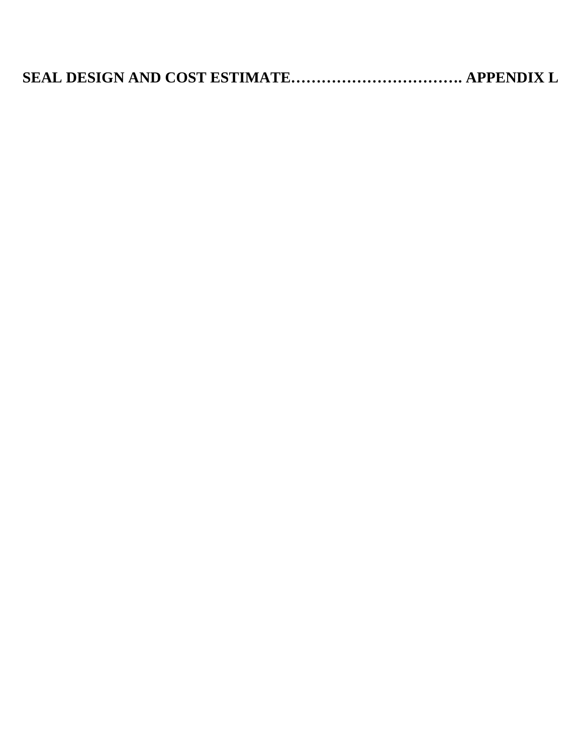**SEAL DESIGN AND COST ESTIMATE……………………………. APPENDIX L**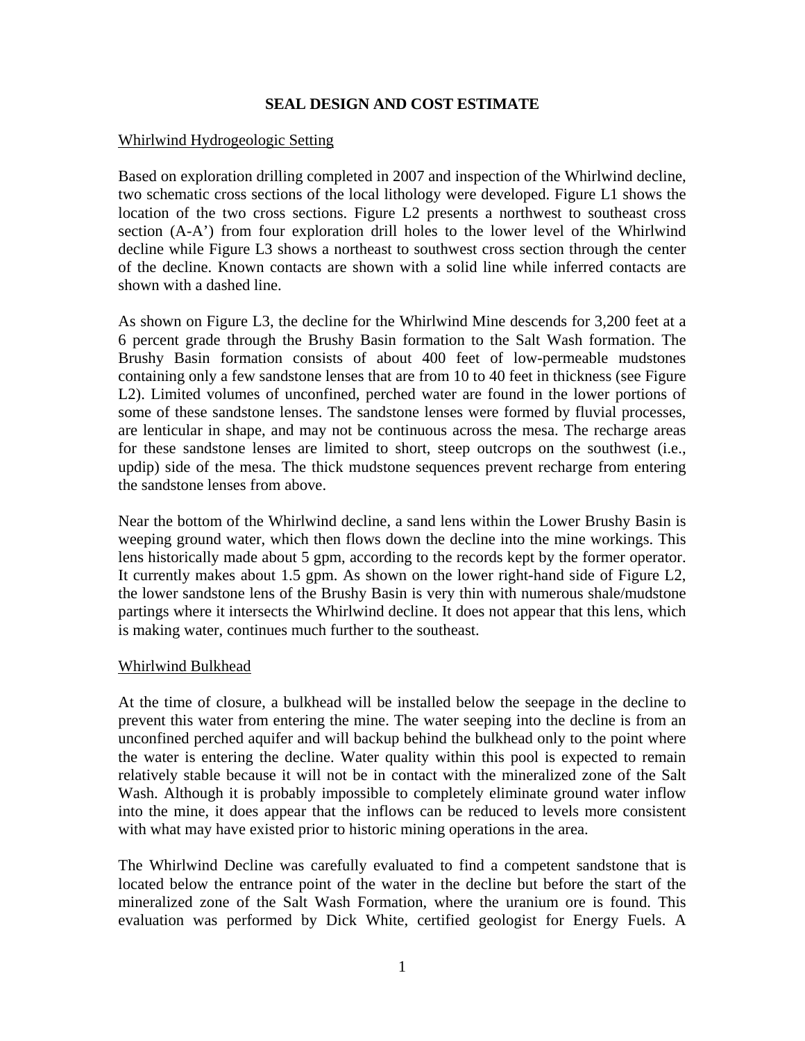## SEAL DESIGN AND COST ESTIMATE

### Whirlwind Hydrogeologic Setting

Based on exploration drilling completed in 2007 and inspection of the Whirlwind decline, two schematic cross sections of the local lithology were developed. Figure L1 shows the location of the two cross sections. Figure L2 presents a northwest to southeast cross section (A-A') from four exploration drill holes to the lower level of the Whirlwind decline while Figure L3 shows a northeast to southwest cross section through the center of the decline. Known contacts are shown with a solid line while inferred contacts are shown with a dashed line.

As shown on Figure L3, the decline for the Whirlwind Mine descends for 3,200 feet at a 6 percent grade through the Brushy Basin formation to the Salt Wash formation. The Brushy Basin formation consists of about 400 feet of low-permeable mudstones containing only a few sandstone lenses that are from 10 to 40 feet in thickness (see Figure L2). Limited volumes of unconfined, perched water are found in the lower portions of some of these sandstone lenses. The sandstone lenses were formed by fluvial processes, are lenticular in shape, and may not be continuous across the mesa. The recharge areas for these sandstone lenses are limited to short, steep outcrops on the southwest (i.e., updip) side of the mesa. The thick mudstone sequences prevent recharge from entering the sandstone lenses from above.

Near the bottom of the Whirlwind decline, a sand lens within the Lower Brushy Basin is weeping ground water, which then flows down the decline into the mine workings. This lens historically made about 5 gpm, according to the records kept by the former operator. It currently makes about 1.5 gpm. As shown on the lower right-hand side of Figure L2, the lower sandstone lens of the Brushy Basin is very thin with numerous shale/mudstone partings where it intersects the Whirlwind decline. It does not appear that this lens, which is making water, continues much further to the southeast.

### Whirlwind Bulkhead

At the time of closure, a bulkhead will be installed below the seepage in the decline to prevent this water from entering the mine. The water seeping into the decline is from an unconfined perched aquifer and will backup behind the bulkhead only to the point where the water is entering the decline. Water quality within this pool is expected to remain relatively stable because it will not be in contact with the mineralized zone of the Salt Wash. Although it is probably impossible to completely eliminate ground water inflow into the mine, it does appear that the inflows can be reduced to levels more consistent with what may have existed prior to historic mining operations in the area.

The Whirlwind Decline was carefully evaluated to find a competent sandstone that is located below the entrance point of the water in the decline but before the start of the mineralized zone of the Salt Wash Formation, where the uranium ore is found. This evaluation was performed by Dick White, certified geologist for Energy Fuels. A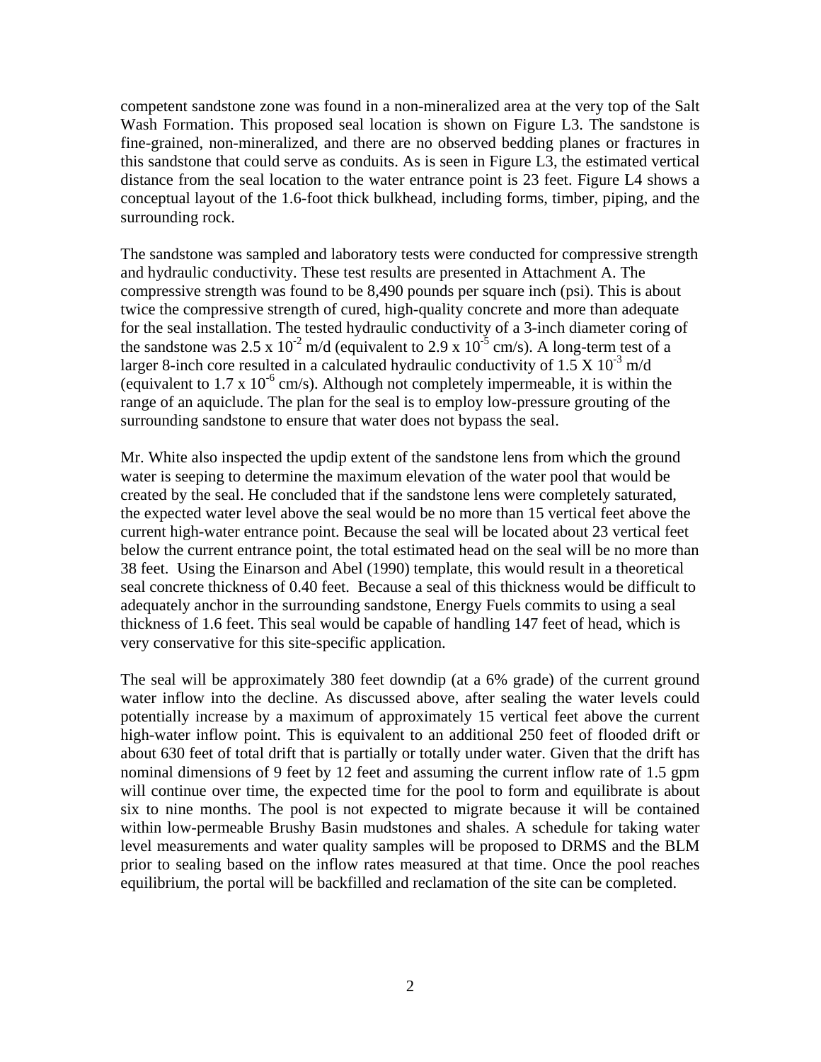competent sandstone zone was found in a non-mineralized area at the very top of the Salt Wash Formation. This proposed seal location is shown on Figure L3. The sandstone is fine-grained, non-mineralized, and there are no observed bedding planes or fractures in this sandstone that could serve as conduits. As is seen in Figure L3, the estimated vertical distance from the seal location to the water entrance point is 23 feet. Figure L4 shows a conceptual layout of the 1.6-foot thick bulkhead, including forms, timber, piping, and the surrounding rock.

The sandstone was sampled and laboratory tests were conducted for compressive strength and hydraulic conductivity. These test results are presented in Attachment A. The compressive strength was found to be 8,490 pounds per square inch (psi). This is about twice the compressive strength of cured, high-quality concrete and more than adequate for the seal installation. The tested hydraulic conductivity of a 3-inch diameter coring of the sandstone was $2.5 \times 10^{-2}$ m/d (equivalent to $2.9 \times 10^{-5}$ cm/s). A long-term test of a larger 8-inch core resulted in a calculated hydraulic conductivity of $1.5 \times 10^{-3}$ m/d (equivalent to $1.7 \times 10^{-6}$ cm/s). Although not completely impermeable, it is within the range of an aquiclude. The plan for the seal is to employ low-pressure grouting of the surrounding sandstone to ensure that water does not bypass the seal.

Mr. White also inspected the updip extent of the sandstone lens from which the ground water is seeping to determine the maximum elevation of the water pool that would be created by the seal. He concluded that if the sandstone lens were completely saturated, the expected water level above the seal would be no more than 15 vertical feet above the current high-water entrance point. Because the seal will be located about 23 vertical feet below the current entrance point, the total estimated head on the seal will be no more than 38 feet. Using the Einarson and Abel (1990) template, this would result in a theoretical seal concrete thickness of 0.40 feet. Because a seal of this thickness would be difficult to adequately anchor in the surrounding sandstone, Energy Fuels commits to using a seal thickness of 1.6 feet. This seal would be capable of handling 147 feet of head, which is very conservative for this site-specific application.

The seal will be approximately 380 feet downdip (at a 6% grade) of the current ground water inflow into the decline. As discussed above, after sealing the water levels could potentially increase by a maximum of approximately 15 vertical feet above the current high-water inflow point. This is equivalent to an additional 250 feet of flooded drift or about 630 feet of total drift that is partially or totally under water. Given that the drift has nominal dimensions of 9 feet by 12 feet and assuming the current inflow rate of 1.5 gpm will continue over time, the expected time for the pool to form and equilibrate is about six to nine months. The pool is not expected to migrate because it will be contained within low-permeable Brushy Basin mudstones and shales. A schedule for taking water level measurements and water quality samples will be proposed to DRMS and the BLM prior to sealing based on the inflow rates measured at that time. Once the pool reaches equilibrium, the portal will be backfilled and reclamation of the site can be completed.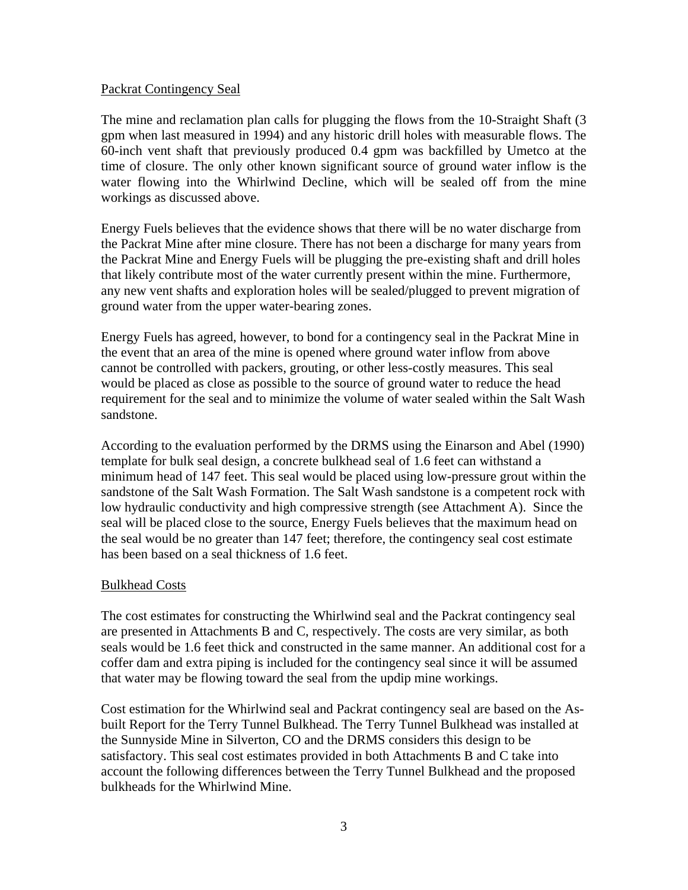Packrat Contingency Seal

The mine and reclamation plan calls for plugging the flows from the 10-Straight Shaft (3 gpm when last measured in 1994) and any historic drill holes with measurable flows. The 60-inch vent shaft that previously produced 0.4 gpm was backfilled by Umetco at the time of closure. The only other known significant source of ground water inflow is the water flowing into the Whirlwind Decline, which will be sealed off from the mine workings as discussed above.

Energy Fuels believes that the evidence shows that there will be no water discharge from the Packrat Mine after mine closure. There has not been a discharge for many years from the Packrat Mine and Energy Fuels will be plugging the pre-existing shaft and drill holes that likely contribute most of the water currently present within the mine. Furthermore, any new vent shafts and exploration holes will be sealed/plugged to prevent migration of ground water from the upper water-bearing zones.

Energy Fuels has agreed, however, to bond for a contingency seal in the Packrat Mine in the event that an area of the mine is opened where ground water inflow from above cannot be controlled with packers, grouting, or other less-costly measures. This seal would be placed as close as possible to the source of ground water to reduce the head requirement for the seal and to minimize the volume of water sealed within the Salt Wash sandstone.

According to the evaluation performed by the DRMS using the Einarson and Abel (1990) template for bulk seal design, a concrete bulkhead seal of 1.6 feet can withstand a minimum head of 147 feet. This seal would be placed using low-pressure grout within the sandstone of the Salt Wash Formation. The Salt Wash sandstone is a competent rock with low hydraulic conductivity and high compressive strength (see Attachment A). Since the seal will be placed close to the source, Energy Fuels believes that the maximum head on the seal would be no greater than 147 feet; therefore, the contingency seal cost estimate has been based on a seal thickness of 1.6 feet.

Bulkhead Costs

The cost estimates for constructing the Whirlwind seal and the Packrat contingency seal are presented in Attachments B and C, respectively. The costs are very similar, as both seals would be 1.6 feet thick and constructed in the same manner. An additional cost for a coffer dam and extra piping is included for the contingency seal since it will be assumed that water may be flowing toward the seal from the updip mine workings.

Cost estimation for the Whirlwind seal and Packrat contingency seal are based on the As-built Report for the Terry Tunnel Bulkhead. The Terry Tunnel Bulkhead was installed at the Sunnyside Mine in Silverton, CO and the DRMS considers this design to be satisfactory. This seal cost estimates provided in both Attachments B and C take into account the following differences between the Terry Tunnel Bulkhead and the proposed bulkheads for the Whirlwind Mine.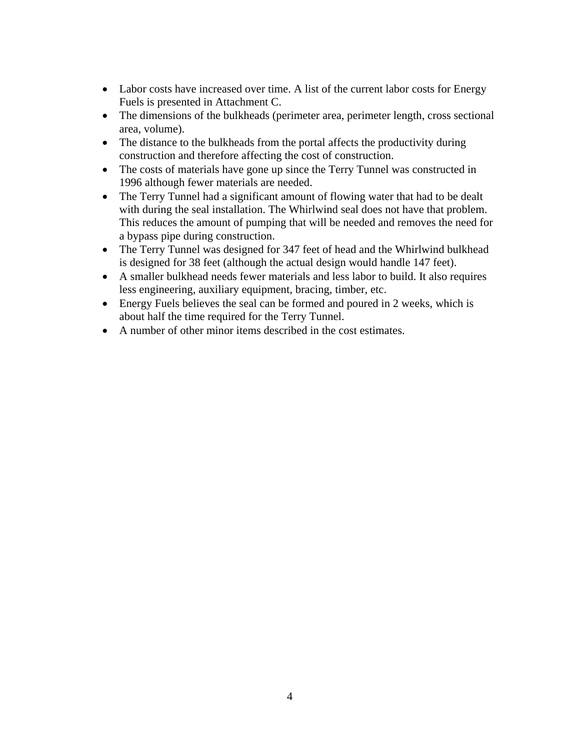- Labor costs have increased over time. A list of the current labor costs for Energy Fuels is presented in Attachment C.
- The dimensions of the bulkheads (perimeter area, perimeter length, cross sectional area, volume).
- The distance to the bulkheads from the portal affects the productivity during construction and therefore affecting the cost of construction.
- The costs of materials have gone up since the Terry Tunnel was constructed in 1996 although fewer materials are needed.
- The Terry Tunnel had a significant amount of flowing water that had to be dealt with during the seal installation. The Whirlwind seal does not have that problem. This reduces the amount of pumping that will be needed and removes the need for a bypass pipe during construction.
- The Terry Tunnel was designed for 347 feet of head and the Whirlwind bulkhead is designed for 38 feet (although the actual design would handle 147 feet).
- A smaller bulkhead needs fewer materials and less labor to build. It also requires less engineering, auxiliary equipment, bracing, timber, etc.
- Energy Fuels believes the seal can be formed and poured in 2 weeks, which is about half the time required for the Terry Tunnel.
- A number of other minor items described in the cost estimates.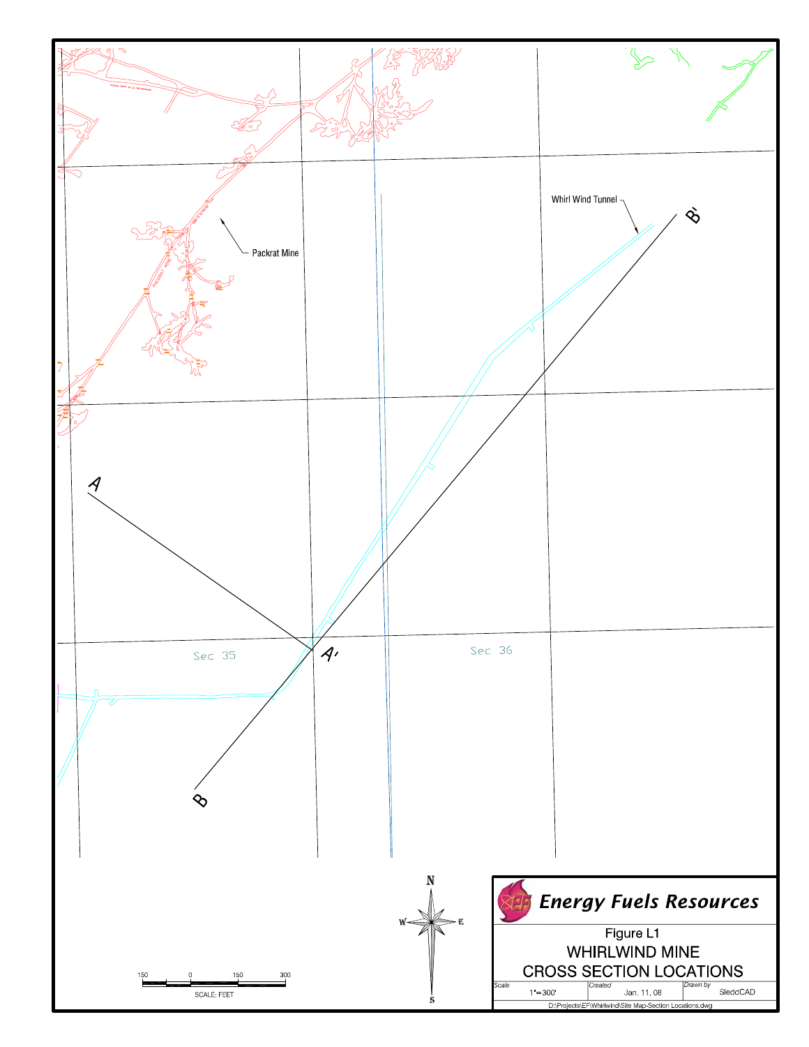Whirl Wind Tunnel

B'

Packrat Mine

A

A'

Sec 35

Sec 36

B

150 0 150 300

SCALE: FEET

N

W E

S

**Energy Fuels Resources**

Figure L1

WHIRLWIND MINE

CROSS SECTION LOCATIONS

| Scale | Created | Drawn by |
|---|---|---|
| 1"=300' | Jan. 11, 08 | SleddCAD |

D:\Projects\EF\Whirlwind\Site Map-Section Locations.dwg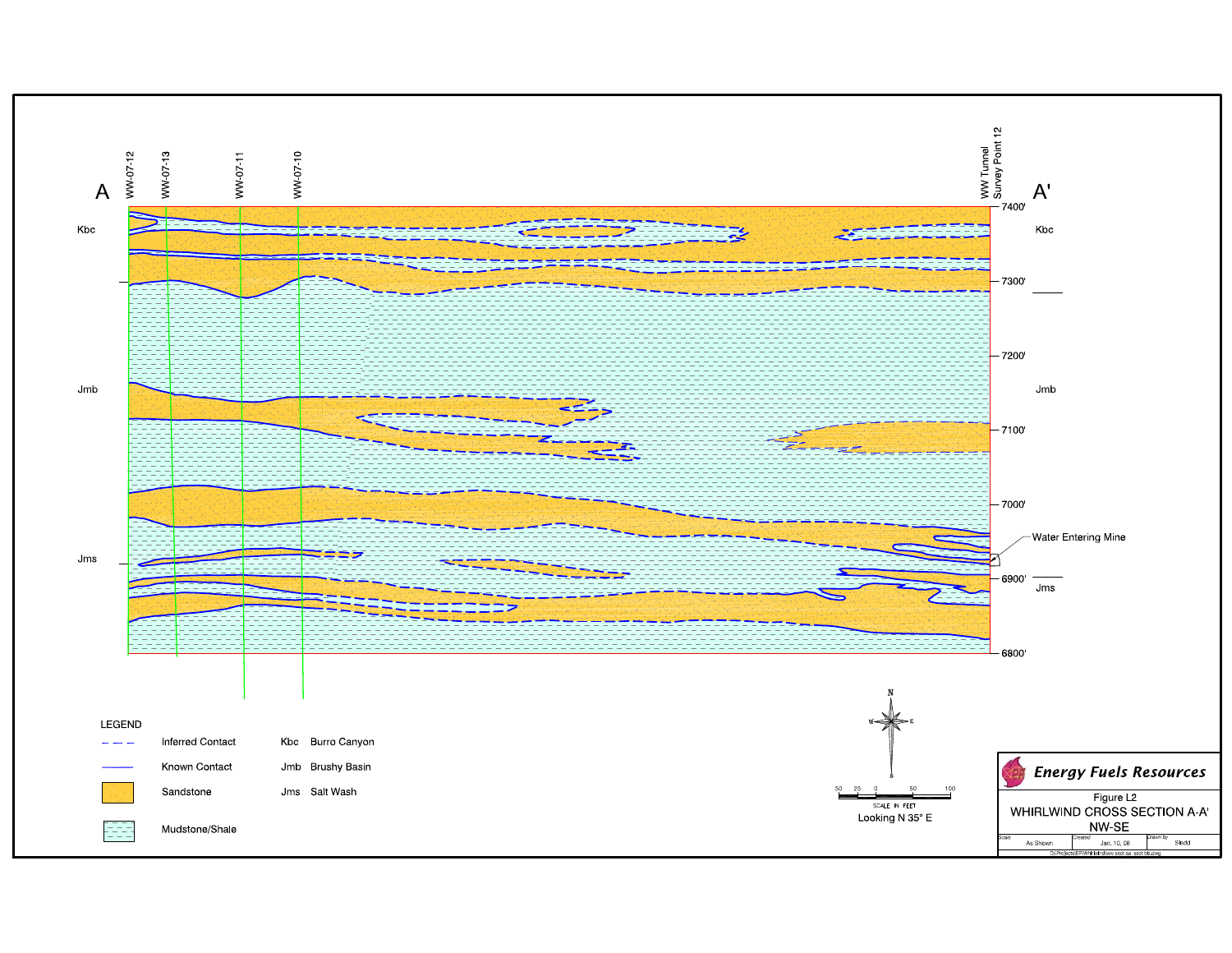A

WW-07-12

WW-07-13

WW-07-11

WW-07-10

WW Tunnel Survey Point 12

A'

7400'

Kbc

Kbc

7300'

7200'

Jmb

Jmb

7100'

7000'

Water Entering Mine

Jms

6900'

Jms

6800'

LEGEND

| | | | |
|---|---|---|---|
| - - - | Inferred Contact | Kbc | Burro Canyon |
| —— | Known Contact | Jmb | Brushy Basin |
| | Sandstone | Jms | Salt Wash |
| | Mudstone/Shale | | |

50 25 0 50 100

SCALE IN FEET

Looking N 35° E

***Energy Fuels Resources***

Figure L2

WHIRLWIND CROSS SECTION A-A'

NW-SE

| Scale | Created | Drawn by |
|---|---|---|
| As Shown | Jan. 10, 08 | Sledd |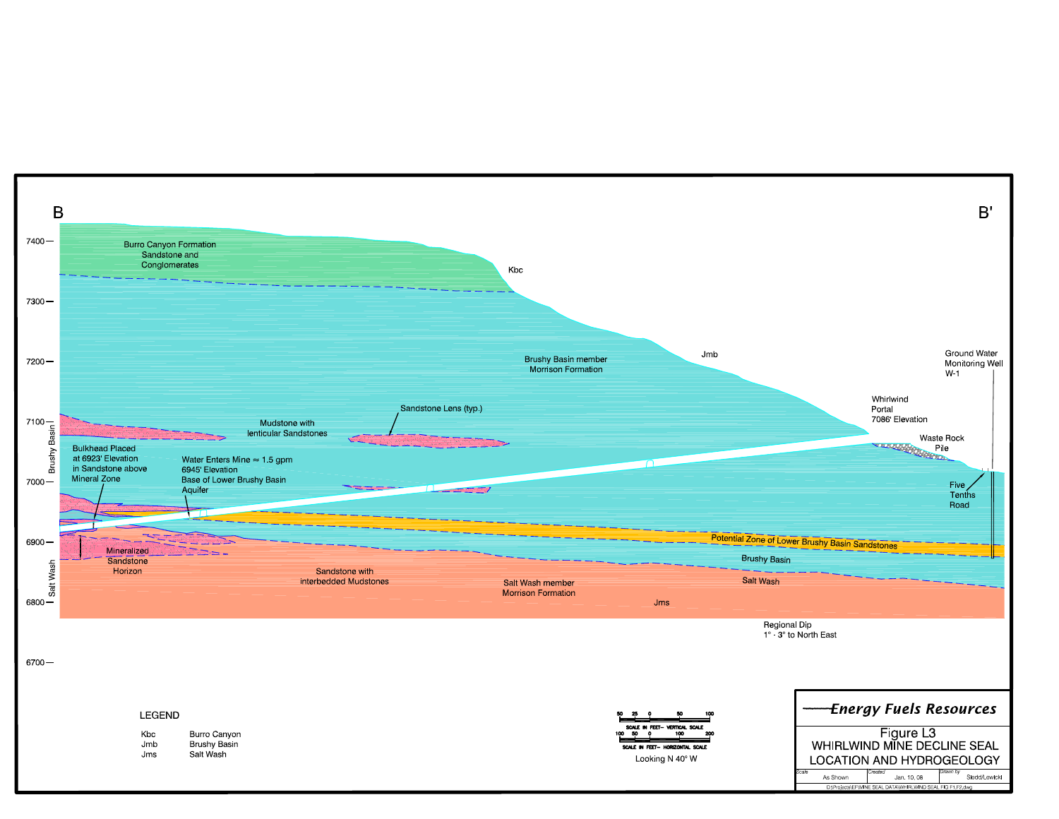B

B'

7400 —
7300 —
7200 —
7100 —
7000 —
6900 —
6800 —
6700 —

Brushy Basin

Salt Wash

Burro Canyon Formation
Sandstone and
Conglomerates

Kbc

Brushy Basin member
Morrison Formation

Jmb

Ground Water
Monitoring Well
W-1

Whirlwind
Portal
7086' Elevation

Sandstone Lens (typ.)

Mudstone with
lenticular Sandstones

Waste Rock
Pile

Bulkhead Placed
at 6923' Elevation
in Sandstone above
Mineral Zone

Water Enters Mine ≈ 1.5 gpm
6945' Elevation
Base of Lower Brushy Basin
Aquifer

Five
Tenths
Road

Potential Zone of Lower Brushy Basin Sandstones

Mineralized
Sandstone
Horizon

Brushy Basin

Salt Wash

Sandstone with
interbedded Mudstones

Salt Wash member
Morrison Formation

Jms

Regional Dip
1° - 3° to North East

LEGEND

| | |
|---|---|
| Kbc | Burro Canyon |
| Jmb | Brushy Basin |
| Jms | Salt Wash |

SCALE IN FEET– VERTICAL SCALE (50 25 0 50 100)

SCALE IN FEET– HORIZONTAL SCALE (100 50 0 100 200)

Looking N 40° W

***Energy Fuels Resources***

Figure L3
WHIRLWIND MINE DECLINE SEAL
LOCATION AND HYDROGEOLOGY

| Scale | Created | Drawn by |
|---|---|---|
| As Shown | Jan. 10, 08 | Stodd/Lewicki |

D:\Projects\EF\MINE SEAL DATA\WHIRLWIND SEAL FIG F1,F2.dwg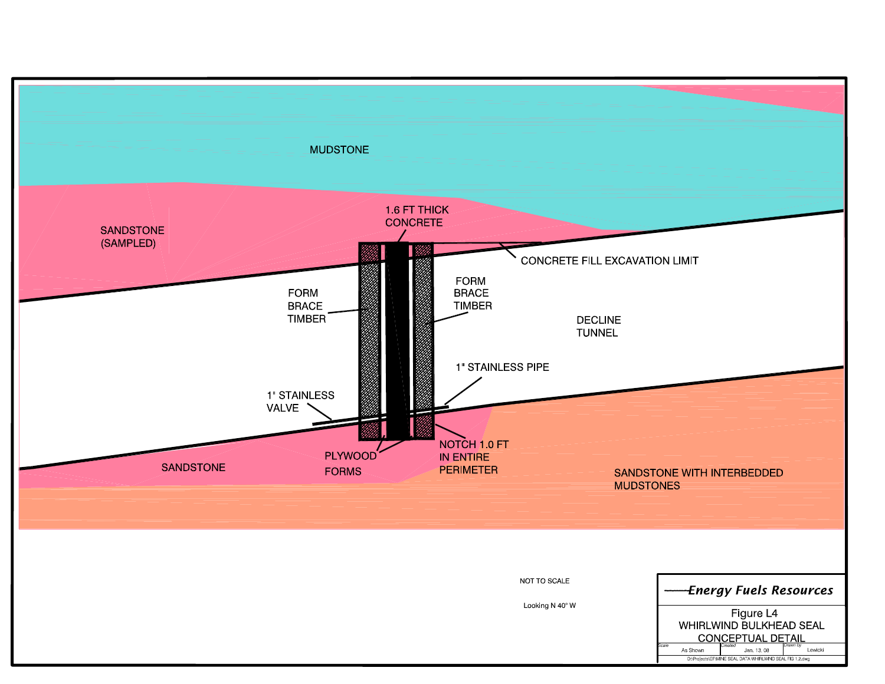MUDSTONE

SANDSTONE (SAMPLED)

1.6 FT THICK CONCRETE

CONCRETE FILL EXCAVATION LIMIT

FORM BRACE TIMBER

FORM BRACE TIMBER

DECLINE TUNNEL

1" STAINLESS PIPE

1" STAINLESS VALVE

PLYWOOD FORMS

NOTCH 1.0 FT IN ENTIRE PERIMETER

SANDSTONE

SANDSTONE WITH INTERBEDDED MUDSTONES

NOT TO SCALE

Looking N 40° W

***Energy Fuels Resources***

Figure L4
WHIRLWIND BULKHEAD SEAL
CONCEPTUAL DETAIL

| Scale | Created | Drawn by |
|---|---|---|
| As Shown | Jan. 13. 08 | Lewicki |

D:\Projects\EF\MINE SEAL DATA WHIRLWIND SEAL FIG 1.2.dwg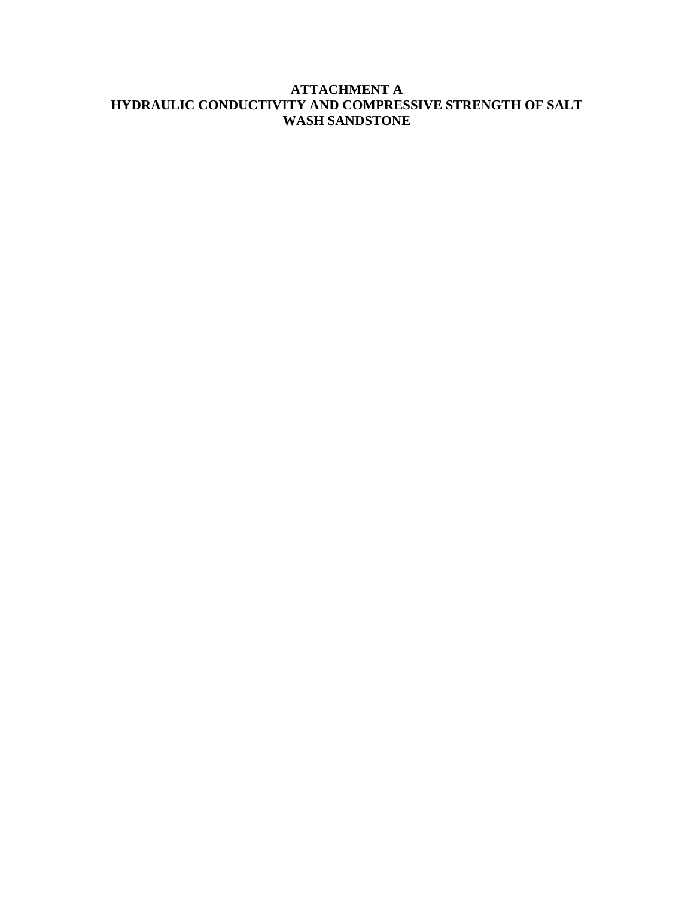# ATTACHMENT A
# HYDRAULIC CONDUCTIVITY AND COMPRESSIVE STRENGTH OF SALT WASH SANDSTONE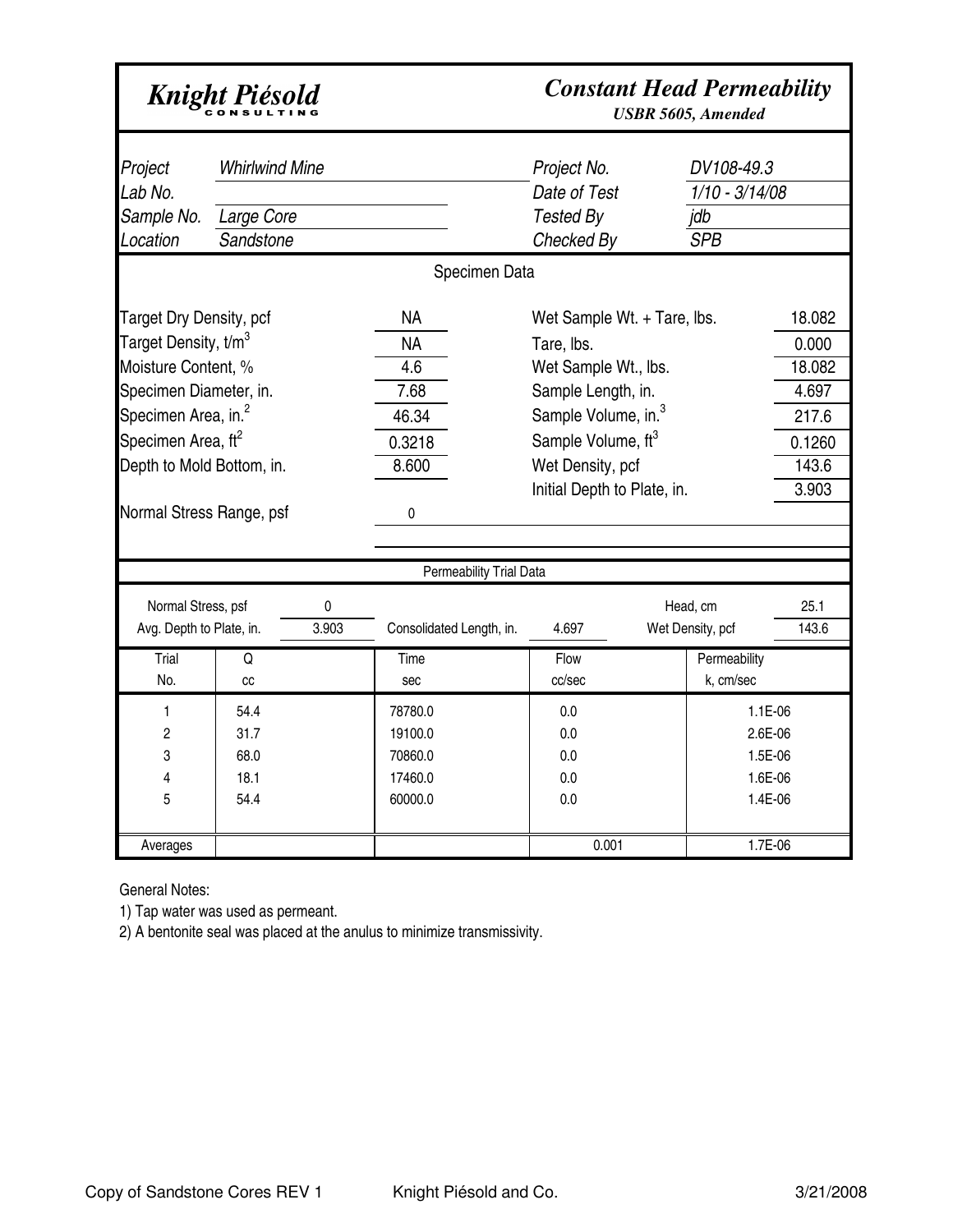**Knight Piésold**
CONSULTING

## Constant Head Permeability

*USBR 5605, Amended*

| | | | |
|---|---|---|---|
| *Project* | *Whirlwind Mine* | *Project No.* | *DV108-49.3* |
| *Lab No.* | | *Date of Test* | *1/10 - 3/14/08* |
| *Sample No.* | *Large Core* | *Tested By* | *jdb* |
| *Location* | *Sandstone* | *Checked By* | *SPB* |

### Specimen Data

| | | | |
|---|---|---|---|
| Target Dry Density, pcf | NA | Wet Sample Wt. + Tare, lbs. | 18.082 |
| Target Density, $t/m^3$ | NA | Tare, lbs. | 0.000 |
| Moisture Content, % | 4.6 | Wet Sample Wt., lbs. | 18.082 |
| Specimen Diameter, in. | 7.68 | Sample Length, in. | 4.697 |
| Specimen Area, $in.^2$ | 46.34 | Sample Volume, $in.^3$ | 217.6 |
| Specimen Area, $ft^2$ | 0.3218 | Sample Volume, $ft^3$ | 0.1260 |
| Depth to Mold Bottom, in. | 8.600 | Wet Density, pcf | 143.6 |
| | | Initial Depth to Plate, in. | 3.903 |
| Normal Stress Range, psf | 0 | | |

### Permeability Trial Data

| | | | | | |
|---|---|---|---|---|---|
| Normal Stress, psf | 0 | | | Head, cm | 25.1 |
| Avg. Depth to Plate, in. | 3.903 | Consolidated Length, in. | 4.697 | Wet Density, pcf | 143.6 |

| Trial No. | Q cc | Time sec | Flow cc/sec | Permeability k, cm/sec |
|---|---|---|---|---|
| 1 | 54.4 | 78780.0 | 0.0 | 1.1E-06 |
| 2 | 31.7 | 19100.0 | 0.0 | 2.6E-06 |
| 3 | 68.0 | 70860.0 | 0.0 | 1.5E-06 |
| 4 | 18.1 | 17460.0 | 0.0 | 1.6E-06 |
| 5 | 54.4 | 60000.0 | 0.0 | 1.4E-06 |
| Averages | | | 0.001 | 1.7E-06 |

General Notes:

1) Tap water was used as permeant.

2) A bentonite seal was placed at the anulus to minimize transmissivity.

Copy of Sandstone Cores REV 1 Knight Piésold and Co. 3/21/2008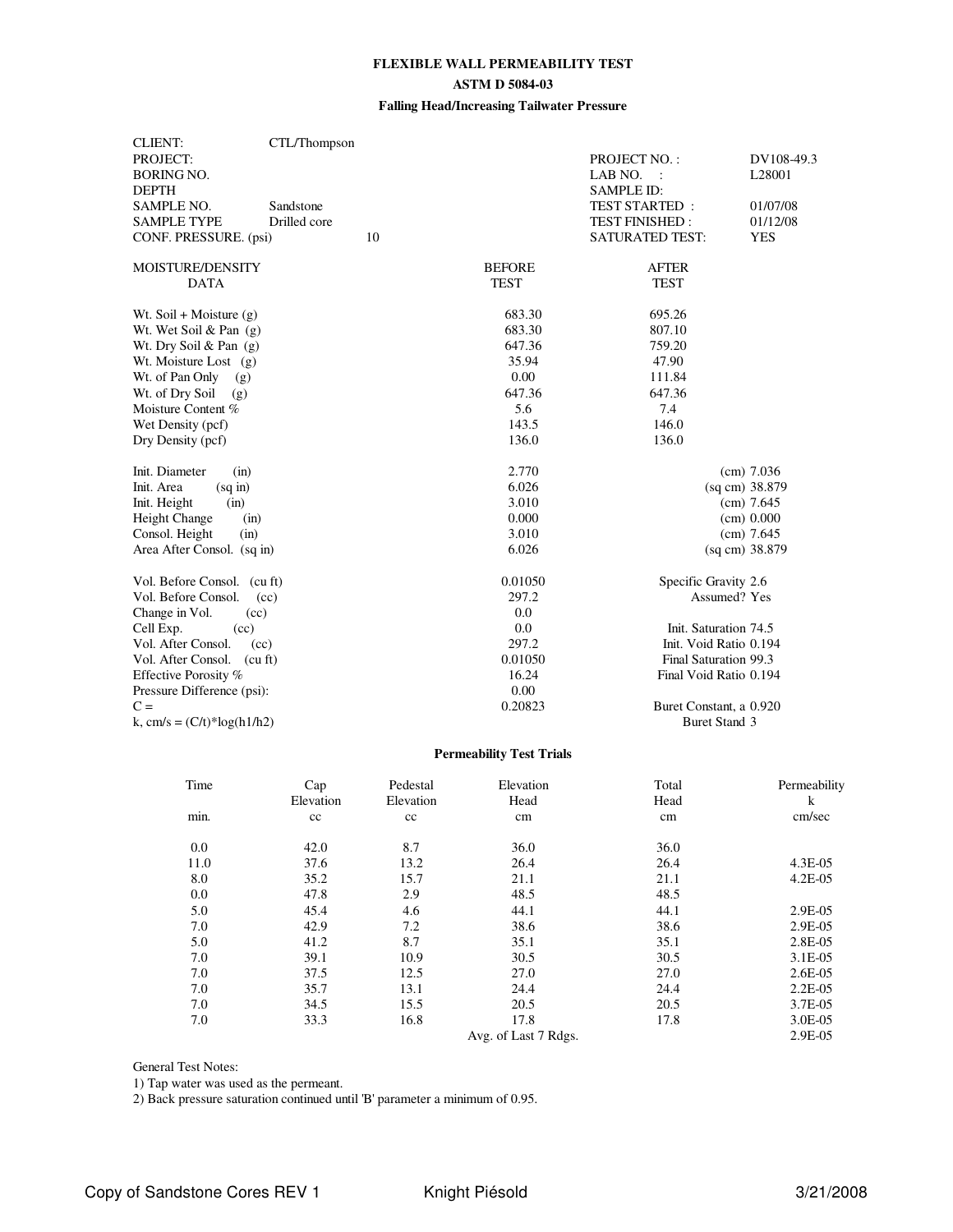# FLEXIBLE WALL PERMEABILITY TEST

## ASTM D 5084-03

### Falling Head/Increasing Tailwater Pressure

| | | | | |
|---|---|---|---|---|
| CLIENT: | CTL/Thompson | | | |
| PROJECT: | | | PROJECT NO. : | DV108-49.3 |
| BORING NO. | | | LAB NO. : | L28001 |
| DEPTH | | | SAMPLE ID: | |
| SAMPLE NO. | Sandstone | | TEST STARTED : | 01/07/08 |
| SAMPLE TYPE | Drilled core | | TEST FINISHED : | 01/12/08 |
| CONF. PRESSURE. (psi) | | 10 | SATURATED TEST: | YES |

| MOISTURE/DENSITY DATA | BEFORE TEST | AFTER TEST |
|---|---|---|
| Wt. Soil + Moisture (g) | 683.30 | 695.26 |
| Wt. Wet Soil & Pan (g) | 683.30 | 807.10 |
| Wt. Dry Soil & Pan (g) | 647.36 | 759.20 |
| Wt. Moisture Lost (g) | 35.94 | 47.90 |
| Wt. of Pan Only (g) | 0.00 | 111.84 |
| Wt. of Dry Soil (g) | 647.36 | 647.36 |
| Moisture Content % | 5.6 | 7.4 |
| Wet Density (pcf) | 143.5 | 146.0 |
| Dry Density (pcf) | 136.0 | 136.0 |

| | | |
|---|---|---|
| Init. Diameter (in) | 2.770 | (cm) 7.036 |
| Init. Area (sq in) | 6.026 | (sq cm) 38.879 |
| Init. Height (in) | 3.010 | (cm) 7.645 |
| Height Change (in) | 0.000 | (cm) 0.000 |
| Consol. Height (in) | 3.010 | (cm) 7.645 |
| Area After Consol. (sq in) | 6.026 | (sq cm) 38.879 |

| | | |
|---|---|---|
| Vol. Before Consol. (cu ft) | 0.01050 | Specific Gravity 2.6 |
| Vol. Before Consol. (cc) | 297.2 | Assumed? Yes |
| Change in Vol. (cc) | 0.0 | |
| Cell Exp. (cc) | 0.0 | Init. Saturation 74.5 |
| Vol. After Consol. (cc) | 297.2 | Init. Void Ratio 0.194 |
| Vol. After Consol. (cu ft) | 0.01050 | Final Saturation 99.3 |
| Effective Porosity % | 16.24 | Final Void Ratio 0.194 |
| Pressure Difference (psi): | 0.00 | |
| C = | 0.20823 | Buret Constant, a 0.920 |
| k, cm/s = (C/t)*log(h1/h2) | | Buret Stand 3 |

### Permeability Test Trials

| Time min. | Cap Elevation cc | Pedestal Elevation cc | Elevation Head cm | Total Head cm | Permeability k cm/sec |
|---|---|---|---|---|---|
| 0.0 | 42.0 | 8.7 | 36.0 | 36.0 | |
| 11.0 | 37.6 | 13.2 | 26.4 | 26.4 | 4.3E-05 |
| 8.0 | 35.2 | 15.7 | 21.1 | 21.1 | 4.2E-05 |
| 0.0 | 47.8 | 2.9 | 48.5 | 48.5 | |
| 5.0 | 45.4 | 4.6 | 44.1 | 44.1 | 2.9E-05 |
| 7.0 | 42.9 | 7.2 | 38.6 | 38.6 | 2.9E-05 |
| 5.0 | 41.2 | 8.7 | 35.1 | 35.1 | 2.8E-05 |
| 7.0 | 39.1 | 10.9 | 30.5 | 30.5 | 3.1E-05 |
| 7.0 | 37.5 | 12.5 | 27.0 | 27.0 | 2.6E-05 |
| 7.0 | 35.7 | 13.1 | 24.4 | 24.4 | 2.2E-05 |
| 7.0 | 34.5 | 15.5 | 20.5 | 20.5 | 3.7E-05 |
| 7.0 | 33.3 | 16.8 | 17.8 | 17.8 | 3.0E-05 |
| | | | Avg. of Last 7 Rdgs. | | 2.9E-05 |

General Test Notes:

1) Tap water was used as the permeant.

2) Back pressure saturation continued until 'B' parameter a minimum of 0.95.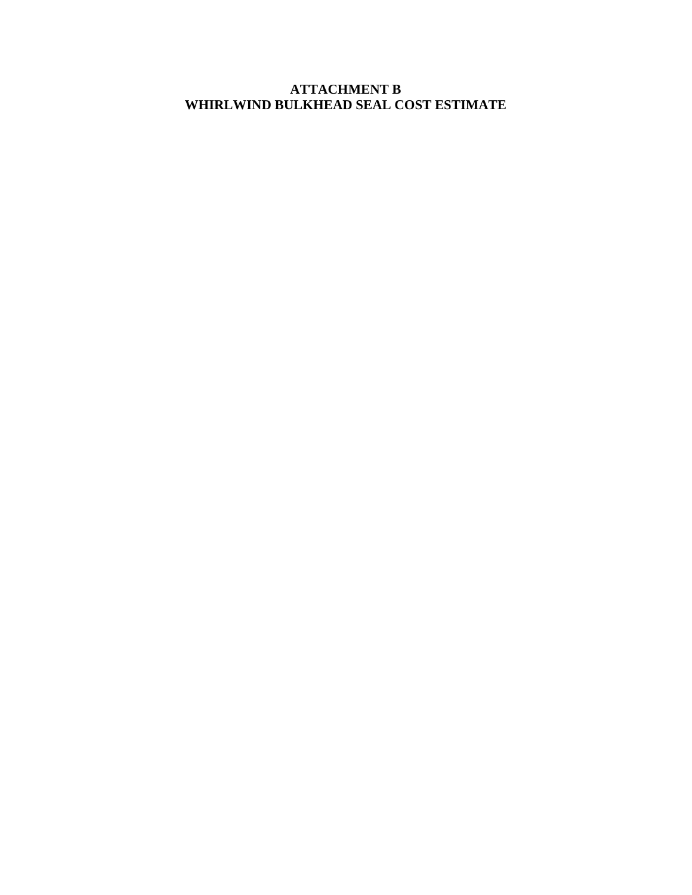# ATTACHMENT B
# WHIRLWIND BULKHEAD SEAL COST ESTIMATE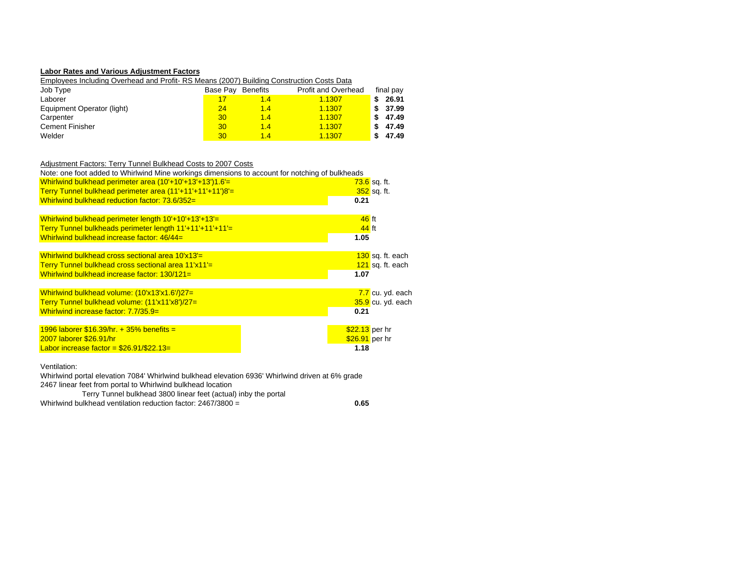**Labor Rates and Various Adjustment Factors**

Employees Including Overhead and Profit- RS Means (2007) Building Construction Costs Data

| Job Type | Base Pay | Benefits | Profit and Overhead | final pay |
|---|---|---|---|---|
| Laborer | 17 | 1.4 | 1.1307 | $ 26.91 |
| Equipment Operator (light) | 24 | 1.4 | 1.1307 | $ 37.99 |
| Carpenter | 30 | 1.4 | 1.1307 | $ 47.49 |
| Cement Finisher | 30 | 1.4 | 1.1307 | $ 47.49 |
| Welder | 30 | 1.4 | 1.1307 | $ 47.49 |

Adjustment Factors: Terry Tunnel Bulkhead Costs to 2007 Costs

Note: one foot added to Whirlwind Mine workings dimensions to account for notching of bulkheads

| Item | Value | Unit |
|---|---|---|
| Whirlwind bulkhead perimeter area (10'+10'+13'+13')1.6'= | 73.6 | sq. ft. |
| Terry Tunnel bulkhead perimeter area (11'+11'+11'+11')8'= | 352 | sq. ft. |
| Whirlwind bulkhead reduction factor: 73.6/352= | **0.21** | |
| | | |
| Whirlwind bulkhead perimeter length 10'+10'+13'+13'= | 46 | ft |
| Terry Tunnel bulkheads perimeter length 11'+11'+11'+11'= | 44 | ft |
| Whirlwind bulkhead increase factor: 46/44= | **1.05** | |
| | | |
| Whirlwind bulkhead cross sectional area 10'x13'= | 130 | sq. ft. each |
| Terry Tunnel bulkhead cross sectional area 11'x11'= | 121 | sq. ft. each |
| Whirlwind bulkhead increase factor: 130/121= | **1.07** | |
| | | |
| Whirlwind bulkhead volume: (10'x13'x1.6')27= | 7.7 | cu. yd. each |
| Terry Tunnel bulkhead volume: (11'x11'x8')/27= | 35.9 | cu. yd. each |
| Whirlwind increase factor: 7.7/35.9= | **0.21** | |
| | | |
| 1996 laborer $16.39/hr. + 35% benefits = | $22.13 | per hr |
| 2007 laborer $26.91/hr | $26.91 | per hr |
| Labor increase factor = $26.91/$22.13= | **1.18** | |

Ventilation:

Whirlwind portal elevation 7084' Whirlwind bulkhead elevation 6936' Whirlwind driven at 6% grade
2467 linear feet from portal to Whirlwind bulkhead location
Terry Tunnel bulkhead 3800 linear feet (actual) inby the portal
Whirlwind bulkhead ventilation reduction factor: 2467/3800 = **0.65**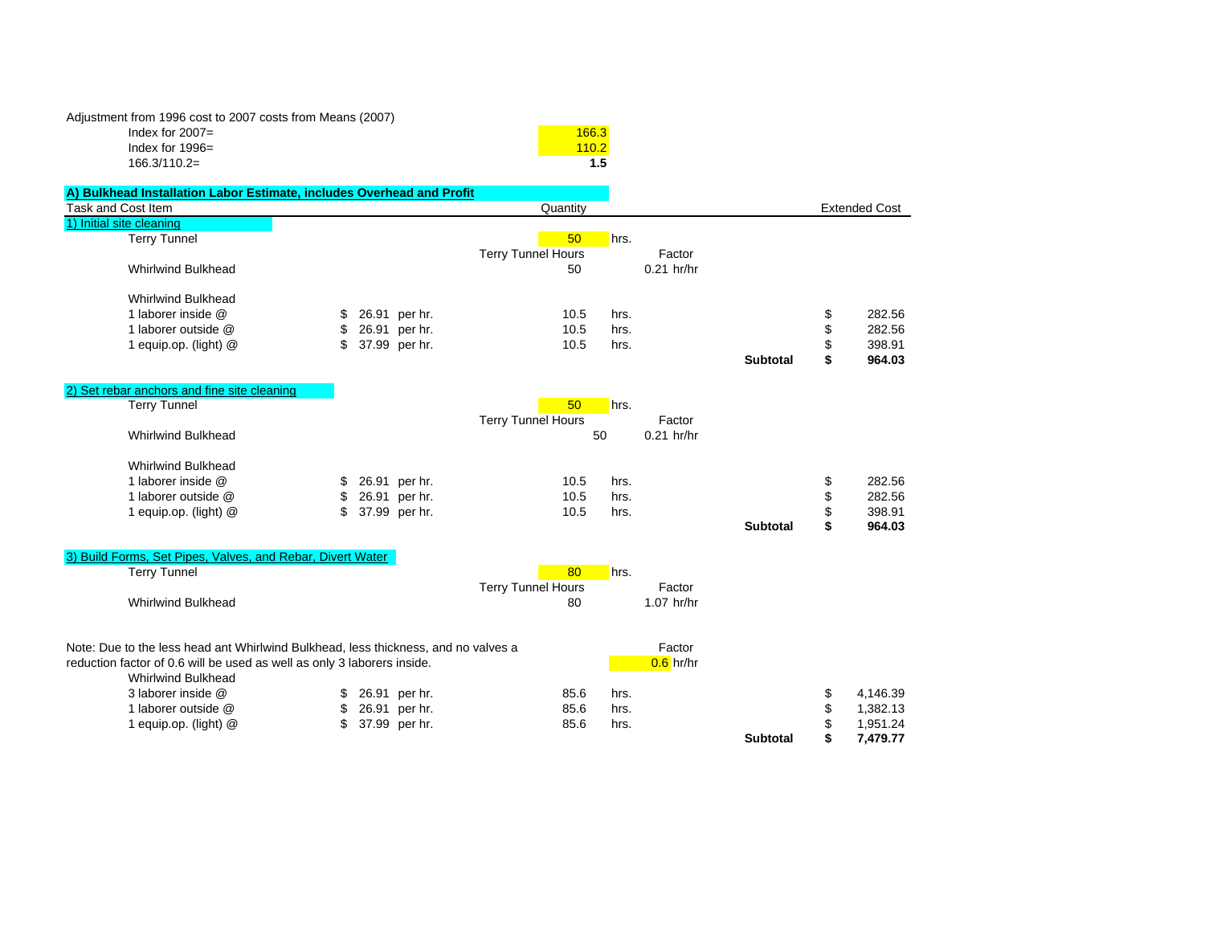Adjustment from 1996 cost to 2007 costs from Means (2007)

| | | |
|---|---|---|
| Index for 2007= | 166.3 | |
| Index for 1996= | 110.2 | |
| 166.3/110.2= | **1.5** | |

**A) Bulkhead Installation Labor Estimate, includes Overhead and Profit**

| Task and Cost Item | | | Quantity | | Factor | | Extended Cost |
|---|---|---|---|---|---|---|---|
| 1) Initial site cleaning | | | | | | | |
| Terry Tunnel | | | 50 | hrs. | | | |
| | | | Terry Tunnel Hours | | Factor | | |
| Whirlwind Bulkhead | | | 50 | | 0.21 hr/hr | | |
| Whirlwind Bulkhead | | | | | | | |
| 1 laborer inside @ | $ 26.91 | per hr. | 10.5 | hrs. | | | $ 282.56 |
| 1 laborer outside @ | $ 26.91 | per hr. | 10.5 | hrs. | | | $ 282.56 |
| 1 equip.op. (light) @ | $ 37.99 | per hr. | 10.5 | hrs. | | | $ 398.91 |
| | | | | | | **Subtotal** | **$ 964.03** |
| 2) Set rebar anchors and fine site cleaning | | | | | | | |
| Terry Tunnel | | | 50 | hrs. | | | |
| | | | Terry Tunnel Hours | | Factor | | |
| Whirlwind Bulkhead | | | 50 | | 0.21 hr/hr | | |
| Whirlwind Bulkhead | | | | | | | |
| 1 laborer inside @ | $ 26.91 | per hr. | 10.5 | hrs. | | | $ 282.56 |
| 1 laborer outside @ | $ 26.91 | per hr. | 10.5 | hrs. | | | $ 282.56 |
| 1 equip.op. (light) @ | $ 37.99 | per hr. | 10.5 | hrs. | | | $ 398.91 |
| | | | | | | **Subtotal** | **$ 964.03** |
| 3) Build Forms, Set Pipes, Valves, and Rebar, Divert Water | | | | | | | |
| Terry Tunnel | | | 80 | hrs. | | | |
| | | | Terry Tunnel Hours | | Factor | | |
| Whirlwind Bulkhead | | | 80 | | 1.07 hr/hr | | |
| Note: Due to the less head ant Whirlwind Bulkhead, less thickness, and no valves a | | | | | Factor | | |
| reduction factor of 0.6 will be used as well as only 3 laborers inside. | | | | | 0.6 hr/hr | | |
| Whirlwind Bulkhead | | | | | | | |
| 3 laborer inside @ | $ 26.91 | per hr. | 85.6 | hrs. | | | $ 4,146.39 |
| 1 laborer outside @ | $ 26.91 | per hr. | 85.6 | hrs. | | | $ 1,382.13 |
| 1 equip.op. (light) @ | $ 37.99 | per hr. | 85.6 | hrs. | | | $ 1,951.24 |
| | | | | | | **Subtotal** | **$ 7,479.77** |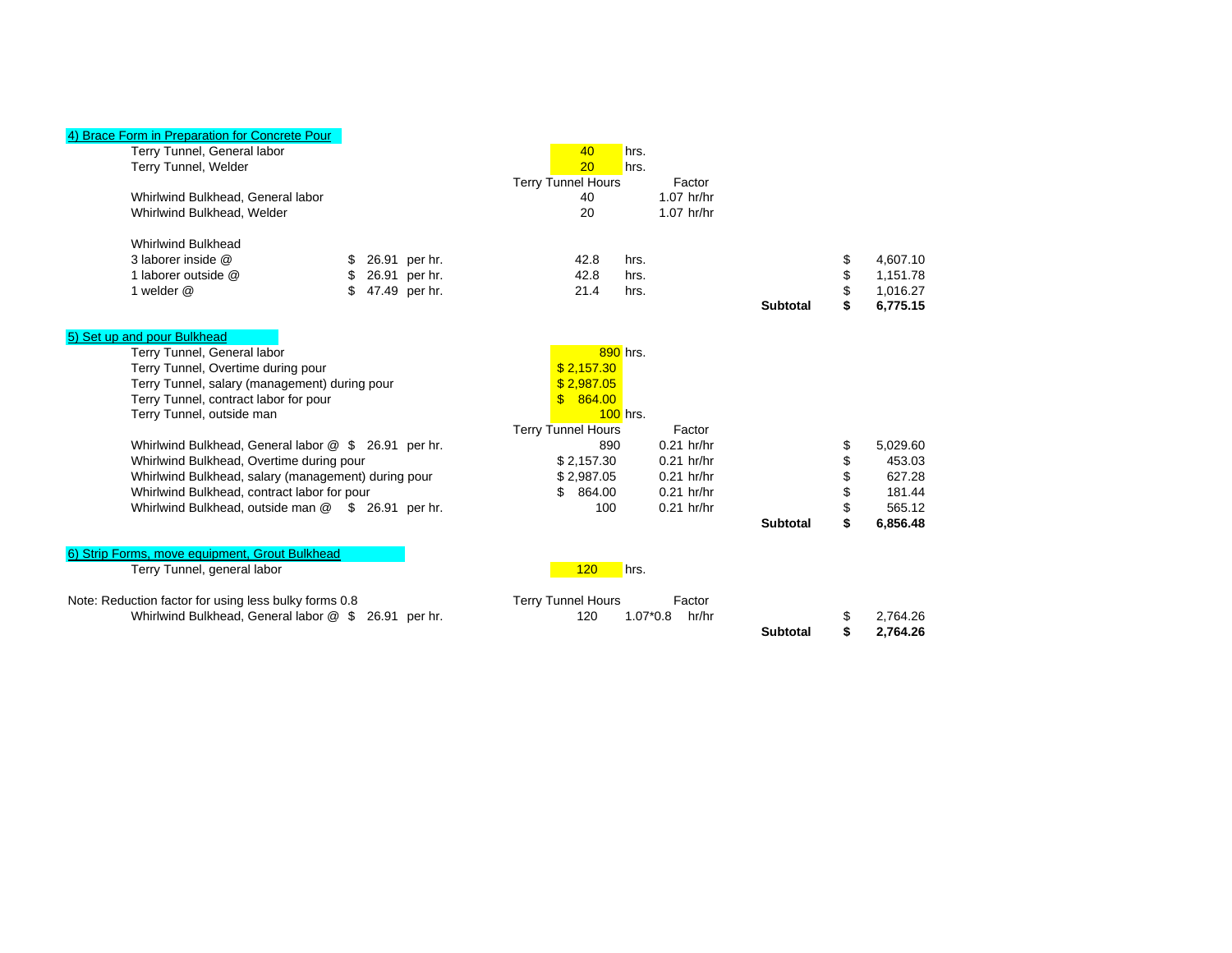### 4) Brace Form in Preparation for Concrete Pour

| Item | Rate | Terry Tunnel Hours | Factor | | Amount |
|---|---|---|---|---|---|
| Terry Tunnel, General labor | | 40 hrs. | | | |
| Terry Tunnel, Welder | | 20 hrs. | | | |
| Whirlwind Bulkhead, General labor | | 40 | 1.07 hr/hr | | |
| Whirlwind Bulkhead, Welder | | 20 | 1.07 hr/hr | | |
| **Whirlwind Bulkhead** | | | | | |
| 3 laborer inside @ | $ 26.91 per hr. | 42.8 hrs. | | | $ 4,607.10 |
| 1 laborer outside @ | $ 26.91 per hr. | 42.8 hrs. | | | $ 1,151.78 |
| 1 welder @ | $ 47.49 per hr. | 21.4 hrs. | | | $ 1,016.27 |
| | | | | **Subtotal** | **$ 6,775.15** |

### 5) Set up and pour Bulkhead

| Item | Rate | Terry Tunnel Hours | Factor | | Amount |
|---|---|---|---|---|---|
| Terry Tunnel, General labor | | 890 hrs. | | | |
| Terry Tunnel, Overtime during pour | | $ 2,157.30 | | | |
| Terry Tunnel, salary (management) during pour | | $ 2,987.05 | | | |
| Terry Tunnel, contract labor for pour | | $ 864.00 | | | |
| Terry Tunnel, outside man | | 100 hrs. | | | |
| Whirlwind Bulkhead, General labor @ | $ 26.91 per hr. | 890 | 0.21 hr/hr | | $ 5,029.60 |
| Whirlwind Bulkhead, Overtime during pour | | $ 2,157.30 | 0.21 hr/hr | | $ 453.03 |
| Whirlwind Bulkhead, salary (management) during pour | | $ 2,987.05 | 0.21 hr/hr | | $ 627.28 |
| Whirlwind Bulkhead, contract labor for pour | | $ 864.00 | 0.21 hr/hr | | $ 181.44 |
| Whirlwind Bulkhead, outside man @ | $ 26.91 per hr. | 100 | 0.21 hr/hr | | $ 565.12 |
| | | | | **Subtotal** | **$ 6,856.48** |

### 6) Strip Forms, move equipment, Grout Bulkhead

| Item | Rate | Terry Tunnel Hours | Factor | | Amount |
|---|---|---|---|---|---|
| Terry Tunnel, general labor | | 120 hrs. | | | |
| Note: Reduction factor for using less bulky forms 0.8 | | | | | |
| Whirlwind Bulkhead, General labor @ | $ 26.91 per hr. | 120 | 1.07*0.8 hr/hr | | $ 2,764.26 |
| | | | | **Subtotal** | **$ 2,764.26** |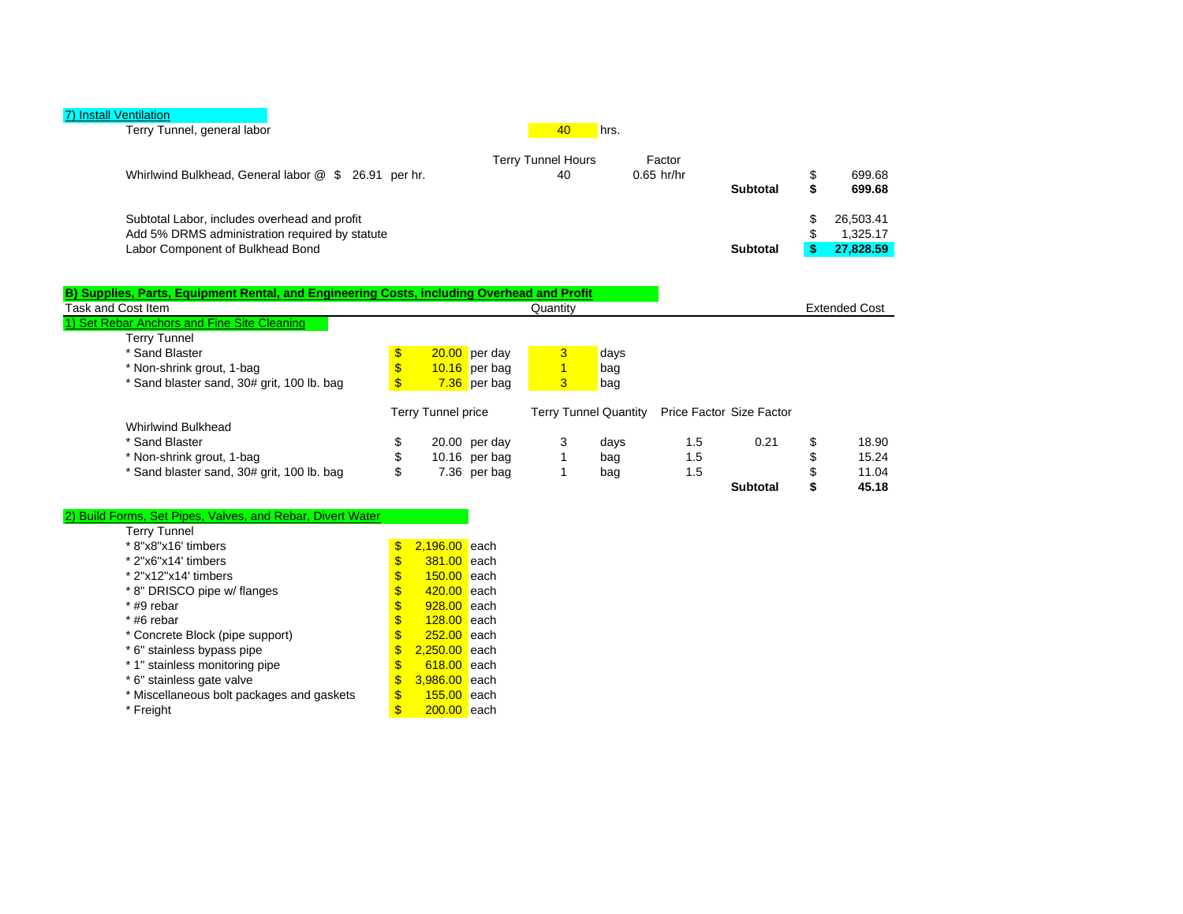### 7) Install Ventilation

| | | | | | | |
|---|---|---|---|---|---|---|
| Terry Tunnel, general labor | | 40 hrs. | | | | |
| | | Terry Tunnel Hours | Factor | | | |
| Whirlwind Bulkhead, General labor @ $ 26.91 per hr. | | 40 | 0.65 hr/hr | | $ | 699.68 |
| | | | | **Subtotal** | **$** | **699.68** |
| Subtotal Labor, includes overhead and profit | | | | | $ | 26,503.41 |
| Add 5% DRMS administration required by statute | | | | | $ | 1,325.17 |
| Labor Component of Bulkhead Bond | | | | **Subtotal** | **$** | **27,828.59** |

## B) Supplies, Parts, Equipment Rental, and Engineering Costs, including Overhead and Profit

| Task and Cost Item | | Quantity | | | | Extended Cost |
|---|---|---|---|---|---|---|
| **1) Set Rebar Anchors and Fine Site Cleaning** | | | | | | |
| Terry Tunnel | | | | | | |
| * Sand Blaster | $ 20.00 per day | 3 days | | | | |
| * Non-shrink grout, 1-bag | $ 10.16 per bag | 1 bag | | | | |
| * Sand blaster sand, 30# grit, 100 lb. bag | $ 7.36 per bag | 3 bag | | | | |
| | Terry Tunnel price | Terry Tunnel Quantity | Price Factor | Size Factor | | |
| Whirlwind Bulkhead | | | | | | |
| * Sand Blaster | $ 20.00 per day | 3 days | 1.5 | 0.21 | | $ 18.90 |
| * Non-shrink grout, 1-bag | $ 10.16 per bag | 1 bag | 1.5 | | | $ 15.24 |
| * Sand blaster sand, 30# grit, 100 lb. bag | $ 7.36 per bag | 1 bag | 1.5 | | | $ 11.04 |
| | | | | | **Subtotal** | **$ 45.18** |

### 2) Build Forms, Set Pipes, Valves, and Rebar, Divert Water

| Terry Tunnel | |
|---|---|
| * 8"x8"x16' timbers | $ 2,196.00 each |
| * 2"x6"x14' timbers | $ 381.00 each |
| * 2"x12"x14' timbers | $ 150.00 each |
| * 8" DRISCO pipe w/ flanges | $ 420.00 each |
| * #9 rebar | $ 928.00 each |
| * #6 rebar | $ 128.00 each |
| * Concrete Block (pipe support) | $ 252.00 each |
| * 6" stainless bypass pipe | $ 2,250.00 each |
| * 1" stainless monitoring pipe | $ 618.00 each |
| * 6" stainless gate valve | $ 3,986.00 each |
| * Miscellaneous bolt packages and gaskets | $ 155.00 each |
| * Freight | $ 200.00 each |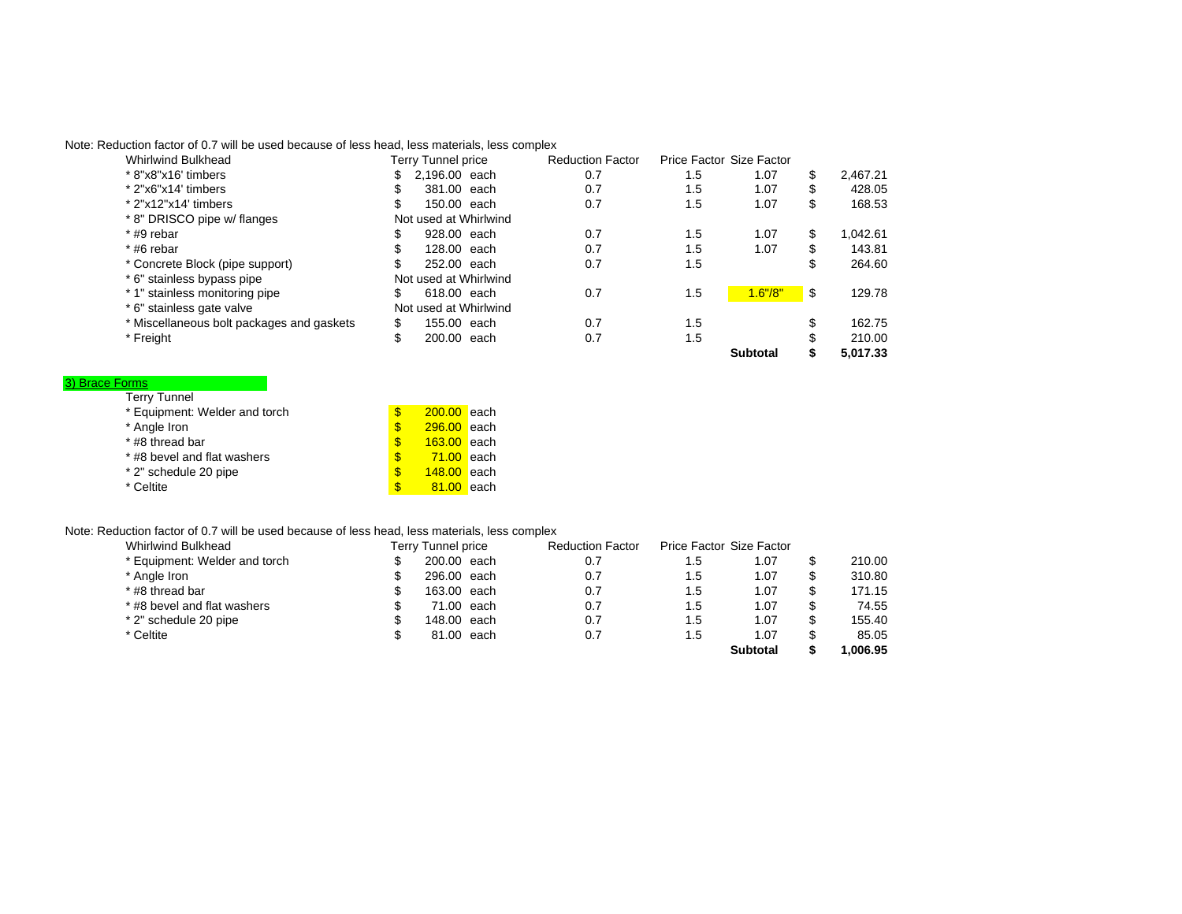Note: Reduction factor of 0.7 will be used because of less head, less materials, less complex

| Whirlwind Bulkhead | Terry Tunnel price | | Reduction Factor | Price Factor | Size Factor | |
|---|---|---|---|---|---|---|
| * 8"x8"x16' timbers | $ 2,196.00 | each | 0.7 | 1.5 | 1.07 | $ 2,467.21 |
| * 2"x6"x14' timbers | $ 381.00 | each | 0.7 | 1.5 | 1.07 | $ 428.05 |
| * 2"x12"x14' timbers | $ 150.00 | each | 0.7 | 1.5 | 1.07 | $ 168.53 |
| * 8" DRISCO pipe w/ flanges | Not used at Whirlwind | | | | | |
| * #9 rebar | $ 928.00 | each | 0.7 | 1.5 | 1.07 | $ 1,042.61 |
| * #6 rebar | $ 128.00 | each | 0.7 | 1.5 | 1.07 | $ 143.81 |
| * Concrete Block (pipe support) | $ 252.00 | each | 0.7 | 1.5 | | $ 264.60 |
| * 6" stainless bypass pipe | Not used at Whirlwind | | | | | |
| * 1" stainless monitoring pipe | $ 618.00 | each | 0.7 | 1.5 | 1.6"/8" | $ 129.78 |
| * 6" stainless gate valve | Not used at Whirlwind | | | | | |
| * Miscellaneous bolt packages and gaskets | $ 155.00 | each | 0.7 | 1.5 | | $ 162.75 |
| * Freight | $ 200.00 | each | 0.7 | 1.5 | | $ 210.00 |
| | | | | | **Subtotal** | **$ 5,017.33** |

3) Brace Forms

| Terry Tunnel | | |
|---|---|---|
| * Equipment: Welder and torch | $ 200.00 | each |
| * Angle Iron | $ 296.00 | each |
| * #8 thread bar | $ 163.00 | each |
| * #8 bevel and flat washers | $ 71.00 | each |
| * 2" schedule 20 pipe | $ 148.00 | each |
| * Celtite | $ 81.00 | each |

Note: Reduction factor of 0.7 will be used because of less head, less materials, less complex

| Whirlwind Bulkhead | Terry Tunnel price | | Reduction Factor | Price Factor | Size Factor | |
|---|---|---|---|---|---|---|
| * Equipment: Welder and torch | $ 200.00 | each | 0.7 | 1.5 | 1.07 | $ 210.00 |
| * Angle Iron | $ 296.00 | each | 0.7 | 1.5 | 1.07 | $ 310.80 |
| * #8 thread bar | $ 163.00 | each | 0.7 | 1.5 | 1.07 | $ 171.15 |
| * #8 bevel and flat washers | $ 71.00 | each | 0.7 | 1.5 | 1.07 | $ 74.55 |
| * 2" schedule 20 pipe | $ 148.00 | each | 0.7 | 1.5 | 1.07 | $ 155.40 |
| * Celtite | $ 81.00 | each | 0.7 | 1.5 | 1.07 | $ 85.05 |
| | | | | | **Subtotal** | **$ 1,006.95** |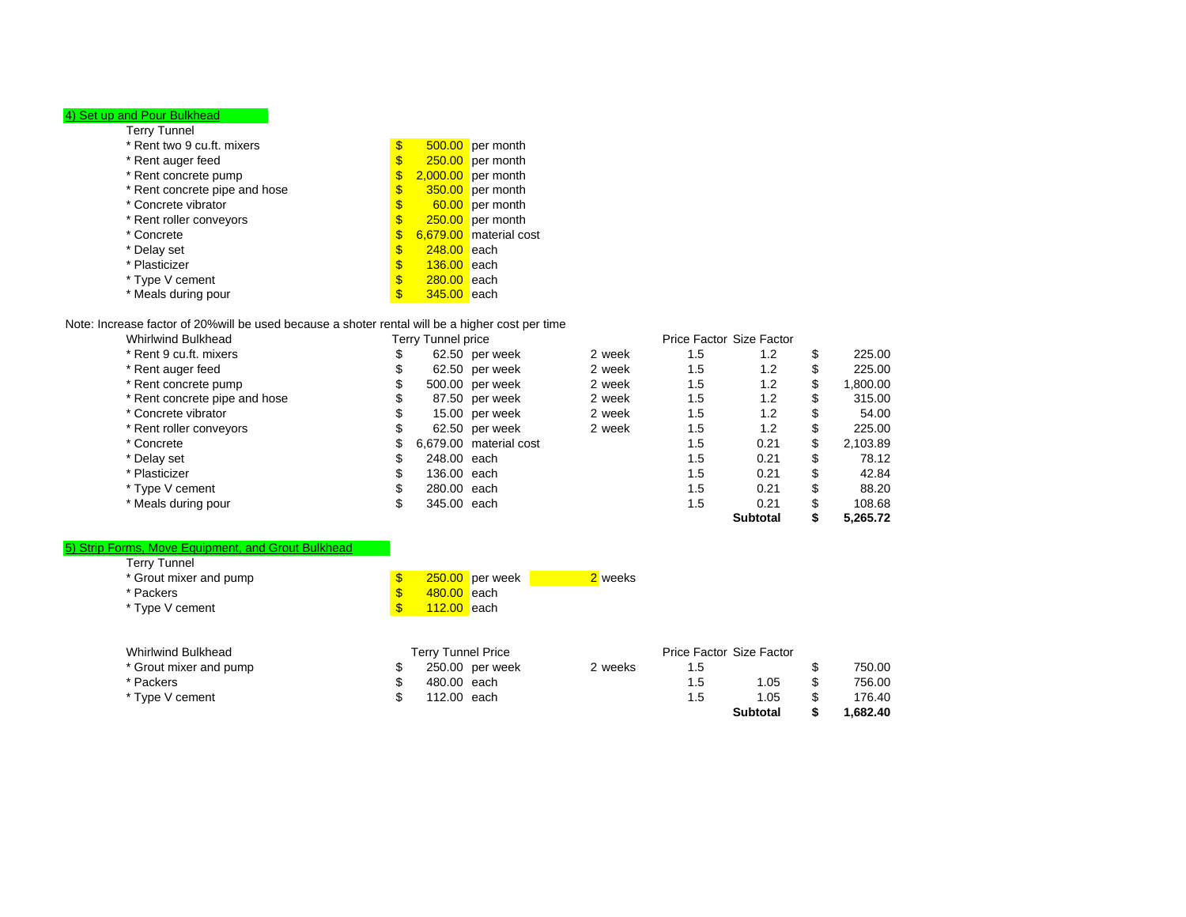### 4) Set up and Pour Bulkhead

Terry Tunnel

| Item | | Cost | Unit |
|---|---|---|---|
| * Rent two 9 cu.ft. mixers | $ | 500.00 | per month |
| * Rent auger feed | $ | 250.00 | per month |
| * Rent concrete pump | $ | 2,000.00 | per month |
| * Rent concrete pipe and hose | $ | 350.00 | per month |
| * Concrete vibrator | $ | 60.00 | per month |
| * Rent roller conveyors | $ | 250.00 | per month |
| * Concrete | $ | 6,679.00 | material cost |
| * Delay set | $ | 248.00 | each |
| * Plasticizer | $ | 136.00 | each |
| * Type V cement | $ | 280.00 | each |
| * Meals during pour | $ | 345.00 | each |

Note: Increase factor of 20%will be used because a shoter rental will be a higher cost per time

| Whirlwind Bulkhead | Terry Tunnel price | | | | Price Factor | Size Factor | | |
|---|---|---|---|---|---|---|---|---|
| * Rent 9 cu.ft. mixers | $ | 62.50 | per week | 2 week | 1.5 | 1.2 | $ | 225.00 |
| * Rent auger feed | $ | 62.50 | per week | 2 week | 1.5 | 1.2 | $ | 225.00 |
| * Rent concrete pump | $ | 500.00 | per week | 2 week | 1.5 | 1.2 | $ | 1,800.00 |
| * Rent concrete pipe and hose | $ | 87.50 | per week | 2 week | 1.5 | 1.2 | $ | 315.00 |
| * Concrete vibrator | $ | 15.00 | per week | 2 week | 1.5 | 1.2 | $ | 54.00 |
| * Rent roller conveyors | $ | 62.50 | per week | 2 week | 1.5 | 1.2 | $ | 225.00 |
| * Concrete | $ | 6,679.00 | material cost | | 1.5 | 0.21 | $ | 2,103.89 |
| * Delay set | $ | 248.00 | each | | 1.5 | 0.21 | $ | 78.12 |
| * Plasticizer | $ | 136.00 | each | | 1.5 | 0.21 | $ | 42.84 |
| * Type V cement | $ | 280.00 | each | | 1.5 | 0.21 | $ | 88.20 |
| * Meals during pour | $ | 345.00 | each | | 1.5 | 0.21 | $ | 108.68 |
| | | | | | | **Subtotal** | **$** | **5,265.72** |

### 5) Strip Forms, Move Equipment, and Grout Bulkhead

Terry Tunnel

| Item | | Cost | Unit | Duration |
|---|---|---|---|---|
| * Grout mixer and pump | $ | 250.00 | per week | 2 weeks |
| * Packers | $ | 480.00 | each | |
| * Type V cement | $ | 112.00 | each | |

| Whirlwind Bulkhead | Terry Tunnel Price | | | | Price Factor | Size Factor | | |
|---|---|---|---|---|---|---|---|---|
| * Grout mixer and pump | $ | 250.00 | per week | 2 weeks | 1.5 | | $ | 750.00 |
| * Packers | $ | 480.00 | each | | 1.5 | 1.05 | $ | 756.00 |
| * Type V cement | $ | 112.00 | each | | 1.5 | 1.05 | $ | 176.40 |
| | | | | | | **Subtotal** | **$** | **1,682.40** |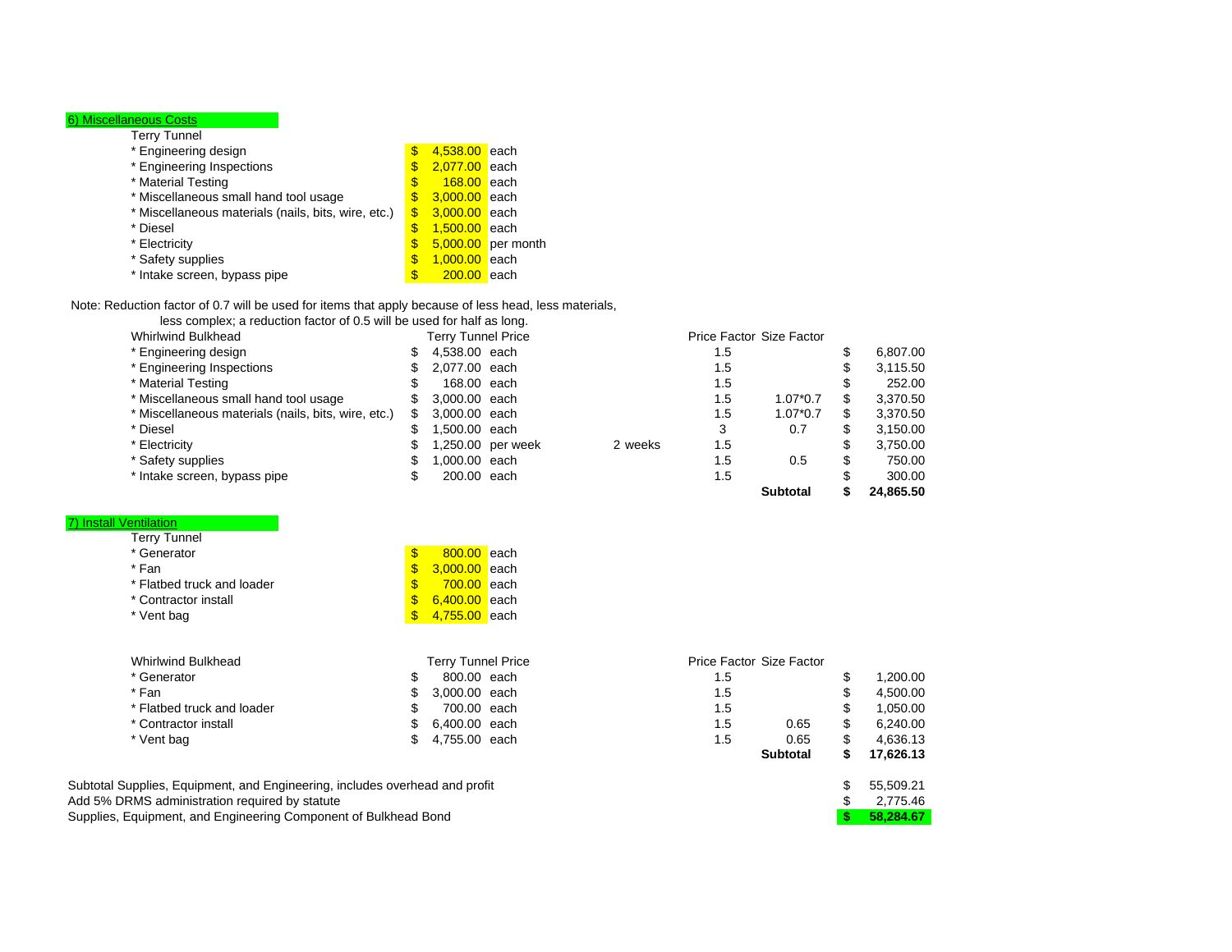## 6) Miscellaneous Costs

Terry Tunnel

| Item | Price | Unit |
|---|---|---|
| * Engineering design | $ 4,538.00 | each |
| * Engineering Inspections | $ 2,077.00 | each |
| * Material Testing | $ 168.00 | each |
| * Miscellaneous small hand tool usage | $ 3,000.00 | each |
| * Miscellaneous materials (nails, bits, wire, etc.) | $ 3,000.00 | each |
| * Diesel | $ 1,500.00 | each |
| * Electricity | $ 5,000.00 | per month |
| * Safety supplies | $ 1,000.00 | each |
| * Intake screen, bypass pipe | $ 200.00 | each |

Note: Reduction factor of 0.7 will be used for items that apply because of less head, less materials, less complex; a reduction factor of 0.5 will be used for half as long.

| Whirlwind Bulkhead | Terry Tunnel Price | Unit | | Price Factor | Size Factor | Total |
|---|---|---|---|---|---|---|
| * Engineering design | $ 4,538.00 | each | | 1.5 | | $ 6,807.00 |
| * Engineering Inspections | $ 2,077.00 | each | | 1.5 | | $ 3,115.50 |
| * Material Testing | $ 168.00 | each | | 1.5 | | $ 252.00 |
| * Miscellaneous small hand tool usage | $ 3,000.00 | each | | 1.5 | 1.07*0.7 | $ 3,370.50 |
| * Miscellaneous materials (nails, bits, wire, etc.) | $ 3,000.00 | each | | 1.5 | 1.07*0.7 | $ 3,370.50 |
| * Diesel | $ 1,500.00 | each | | 3 | 0.7 | $ 3,150.00 |
| * Electricity | $ 1,250.00 | per week | 2 weeks | 1.5 | | $ 3,750.00 |
| * Safety supplies | $ 1,000.00 | each | | 1.5 | 0.5 | $ 750.00 |
| * Intake screen, bypass pipe | $ 200.00 | each | | 1.5 | | $ 300.00 |
| | | | | | **Subtotal** | **$ 24,865.50** |

## 7) Install Ventilation

Terry Tunnel

| Item | Price | Unit |
|---|---|---|
| * Generator | $ 800.00 | each |
| * Fan | $ 3,000.00 | each |
| * Flatbed truck and loader | $ 700.00 | each |
| * Contractor install | $ 6,400.00 | each |
| * Vent bag | $ 4,755.00 | each |

| Whirlwind Bulkhead | Terry Tunnel Price | Unit | Price Factor | Size Factor | Total |
|---|---|---|---|---|---|
| * Generator | $ 800.00 | each | 1.5 | | $ 1,200.00 |
| * Fan | $ 3,000.00 | each | 1.5 | | $ 4,500.00 |
| * Flatbed truck and loader | $ 700.00 | each | 1.5 | | $ 1,050.00 |
| * Contractor install | $ 6,400.00 | each | 1.5 | 0.65 | $ 6,240.00 |
| * Vent bag | $ 4,755.00 | each | 1.5 | 0.65 | $ 4,636.13 |
| | | | | **Subtotal** | **$ 17,626.13** |

| | |
|---|---|
| Subtotal Supplies, Equipment, and Engineering, includes overhead and profit | $ 55,509.21 |
| Add 5% DRMS administration required by statute | $ 2,775.46 |
| Supplies, Equipment, and Engineering Component of Bulkhead Bond | **$ 58,284.67** |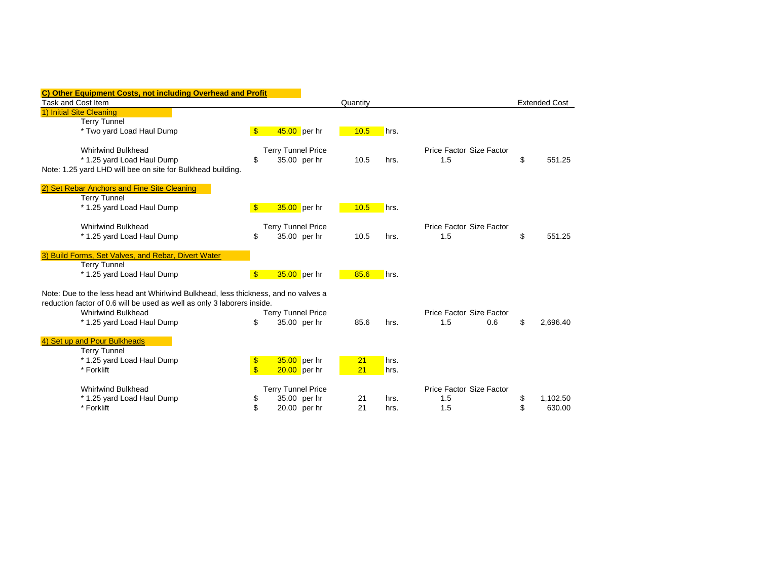**C) Other Equipment Costs, not including Overhead and Profit**

| Task and Cost Item | | | Quantity | | Price Factor | Size Factor | | Extended Cost |
|---|---|---|---|---|---|---|---|---|
| 1) Initial Site Cleaning | | | | | | | | |
| Terry Tunnel | | | | | | | | |
| * Two yard Load Haul Dump | $ | 45.00 per hr | 10.5 | hrs. | | | | |
| | | | | | | | | |
| Whirlwind Bulkhead | | Terry Tunnel Price | | | Price Factor | Size Factor | | |
| * 1.25 yard Load Haul Dump | $ | 35.00 per hr | 10.5 | hrs. | 1.5 | | $ | 551.25 |
| Note: 1.25 yard LHD will bee on site for Bulkhead building. | | | | | | | | |
| | | | | | | | | |
| 2) Set Rebar Anchors and Fine Site Cleaning | | | | | | | | |
| Terry Tunnel | | | | | | | | |
| * 1.25 yard Load Haul Dump | $ | 35.00 per hr | 10.5 | hrs. | | | | |
| | | | | | | | | |
| Whirlwind Bulkhead | | Terry Tunnel Price | | | Price Factor | Size Factor | | |
| * 1.25 yard Load Haul Dump | $ | 35.00 per hr | 10.5 | hrs. | 1.5 | | $ | 551.25 |
| | | | | | | | | |
| 3) Build Forms, Set Valves, and Rebar, Divert Water | | | | | | | | |
| Terry Tunnel | | | | | | | | |
| * 1.25 yard Load Haul Dump | $ | 35.00 per hr | 85.6 | hrs. | | | | |
| | | | | | | | | |
| Note: Due to the less head ant Whirlwind Bulkhead, less thickness, and no valves a reduction factor of 0.6 will be used as well as only 3 laborers inside. | | | | | | | | |
| Whirlwind Bulkhead | | Terry Tunnel Price | | | Price Factor | Size Factor | | |
| * 1.25 yard Load Haul Dump | $ | 35.00 per hr | 85.6 | hrs. | 1.5 | 0.6 | $ | 2,696.40 |
| | | | | | | | | |
| 4) Set up and Pour Bulkheads | | | | | | | | |
| Terry Tunnel | | | | | | | | |
| * 1.25 yard Load Haul Dump | $ | 35.00 per hr | 21 | hrs. | | | | |
| * Forklift | $ | 20.00 per hr | 21 | hrs. | | | | |
| | | | | | | | | |
| Whirlwind Bulkhead | | Terry Tunnel Price | | | Price Factor | Size Factor | | |
| * 1.25 yard Load Haul Dump | $ | 35.00 per hr | 21 | hrs. | 1.5 | | $ | 1,102.50 |
| * Forklift | $ | 20.00 per hr | 21 | hrs. | 1.5 | | $ | 630.00 |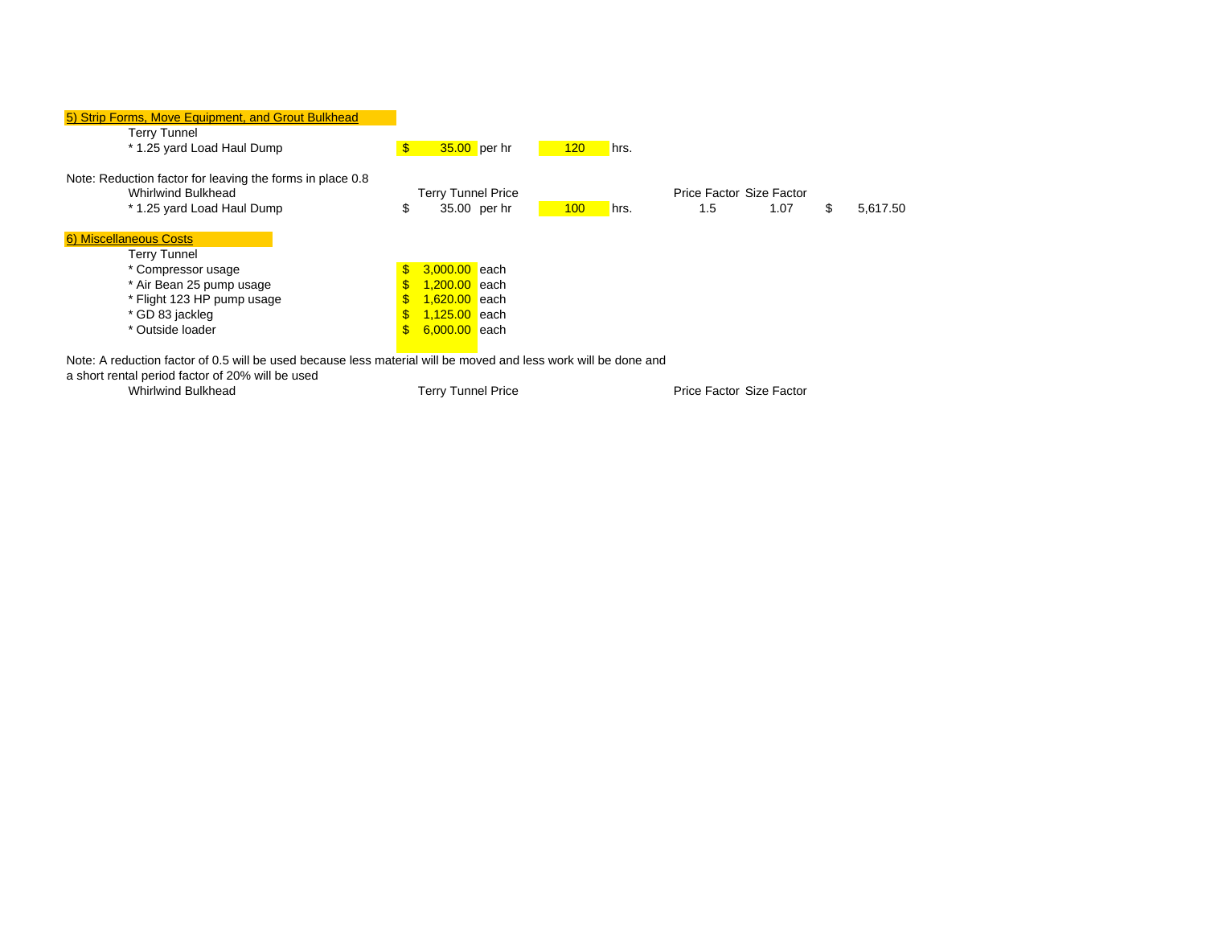### 5) Strip Forms, Move Equipment, and Grout Bulkhead

| | | | | | | | | |
|---|---|---|---|---|---|---|---|---|
| Terry Tunnel | | | | | | | | |
| * 1.25 yard Load Haul Dump | $ 35.00 | per hr | 120 | hrs. | | | | |

Note: Reduction factor for leaving the forms in place 0.8

| Whirlwind Bulkhead | Terry Tunnel Price | | | | Price Factor | Size Factor | | |
|---|---|---|---|---|---|---|---|---|
| * 1.25 yard Load Haul Dump | $ 35.00 | per hr | 100 | hrs. | 1.5 | 1.07 | $ | 5,617.50 |

### 6) Miscellaneous Costs

| Terry Tunnel | | |
|---|---|---|
| * Compressor usage | $ 3,000.00 | each |
| * Air Bean 25 pump usage | $ 1,200.00 | each |
| * Flight 123 HP pump usage | $ 1,620.00 | each |
| * GD 83 jackleg | $ 1,125.00 | each |
| * Outside loader | $ 6,000.00 | each |

Note: A reduction factor of 0.5 will be used because less material will be moved and less work will be done and a short rental period factor of 20% will be used

| Whirlwind Bulkhead | Terry Tunnel Price | Price Factor | Size Factor |
|---|---|---|---|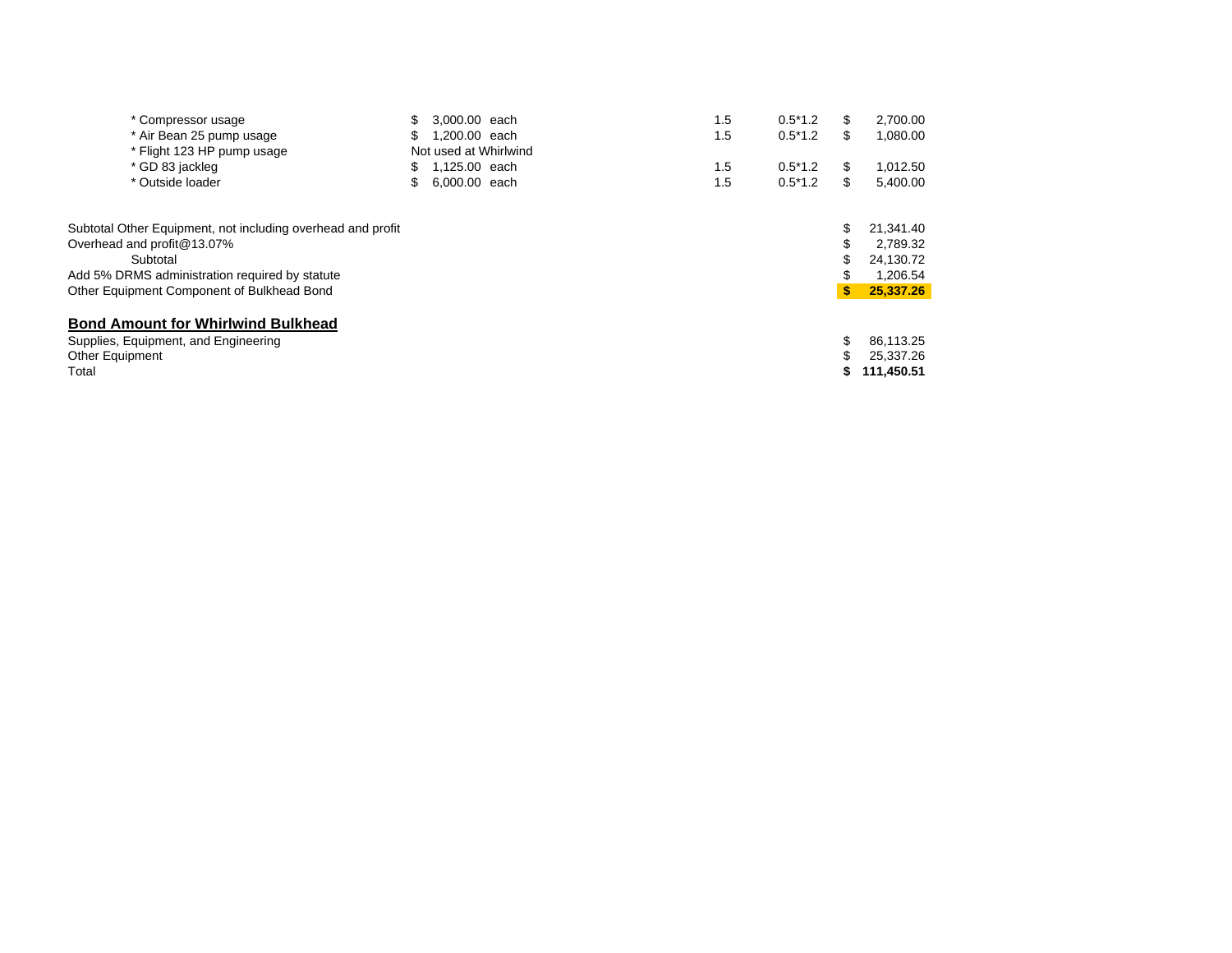| Item | Unit Cost | | Factor | Multiplier | Amount |
|---|---|---|---|---|---|
| * Compressor usage | $ 3,000.00 | each | 1.5 | 0.5*1.2 | $ 2,700.00 |
| * Air Bean 25 pump usage | $ 1,200.00 | each | 1.5 | 0.5*1.2 | $ 1,080.00 |
| * Flight 123 HP pump usage | Not used at Whirlwind | | | | |
| * GD 83 jackleg | $ 1,125.00 | each | 1.5 | 0.5*1.2 | $ 1,012.50 |
| * Outside loader | $ 6,000.00 | each | 1.5 | 0.5*1.2 | $ 5,400.00 |

| Description | Amount |
|---|---|
| Subtotal Other Equipment, not including overhead and profit | $ 21,341.40 |
| Overhead and profit@13.07% | $ 2,789.32 |
| Subtotal | $ 24,130.72 |
| Add 5% DRMS administration required by statute | $ 1,206.54 |
| Other Equipment Component of Bulkhead Bond | **$ 25,337.26** |

## Bond Amount for Whirlwind Bulkhead

| Description | Amount |
|---|---|
| Supplies, Equipment, and Engineering | $ 86,113.25 |
| Other Equipment | $ 25,337.26 |
| Total | **$ 111,450.51** |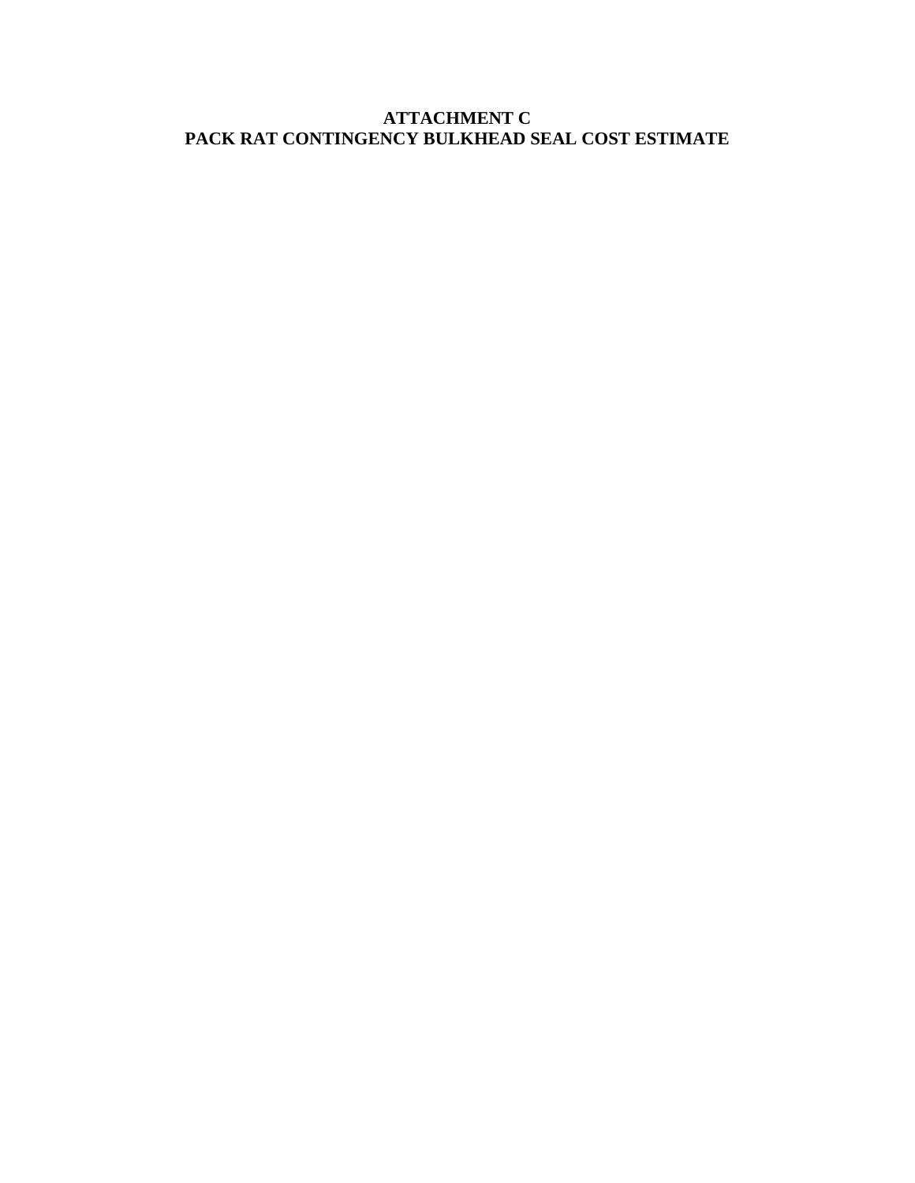# ATTACHMENT C
# PACK RAT CONTINGENCY BULKHEAD SEAL COST ESTIMATE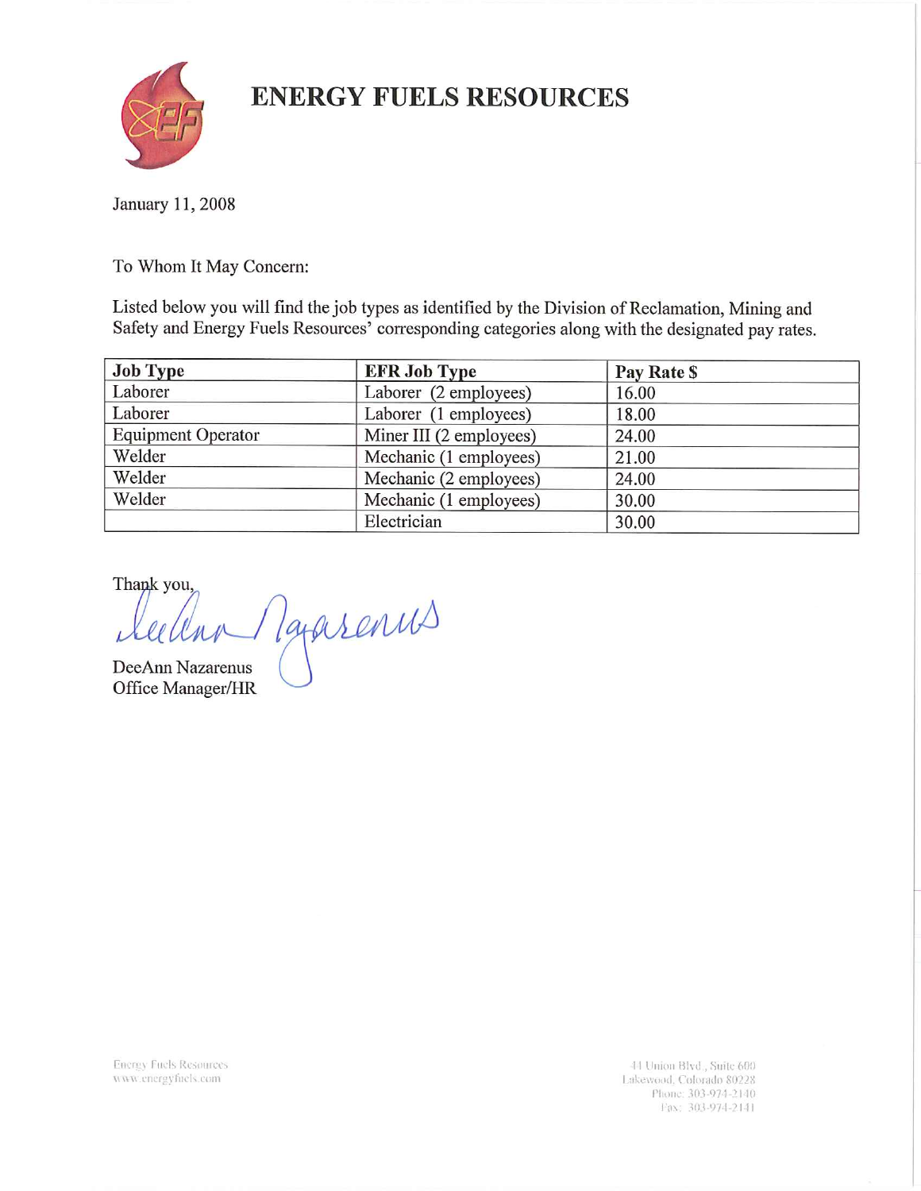# ENERGY FUELS RESOURCES

January 11, 2008

To Whom It May Concern:

Listed below you will find the job types as identified by the Division of Reclamation, Mining and Safety and Energy Fuels Resources' corresponding categories along with the designated pay rates.

| Job Type | EFR Job Type | Pay Rate $ |
|---|---|---|
| Laborer | Laborer (2 employees) | 16.00 |
| Laborer | Laborer (1 employees) | 18.00 |
| Equipment Operator | Miner III (2 employees) | 24.00 |
| Welder | Mechanic (1 employees) | 21.00 |
| Welder | Mechanic (2 employees) | 24.00 |
| Welder | Mechanic (1 employees) | 30.00 |
| | Electrician | 30.00 |

Thank you,

DeeAnn Nazarenus
Office Manager/HR

Energy Fuels Resources
www.energyfuels.com

44 Union Blvd., Suite 600
Lakewood, Colorado 80228
Phone: 303-974-2140
Fax: 303-974-2141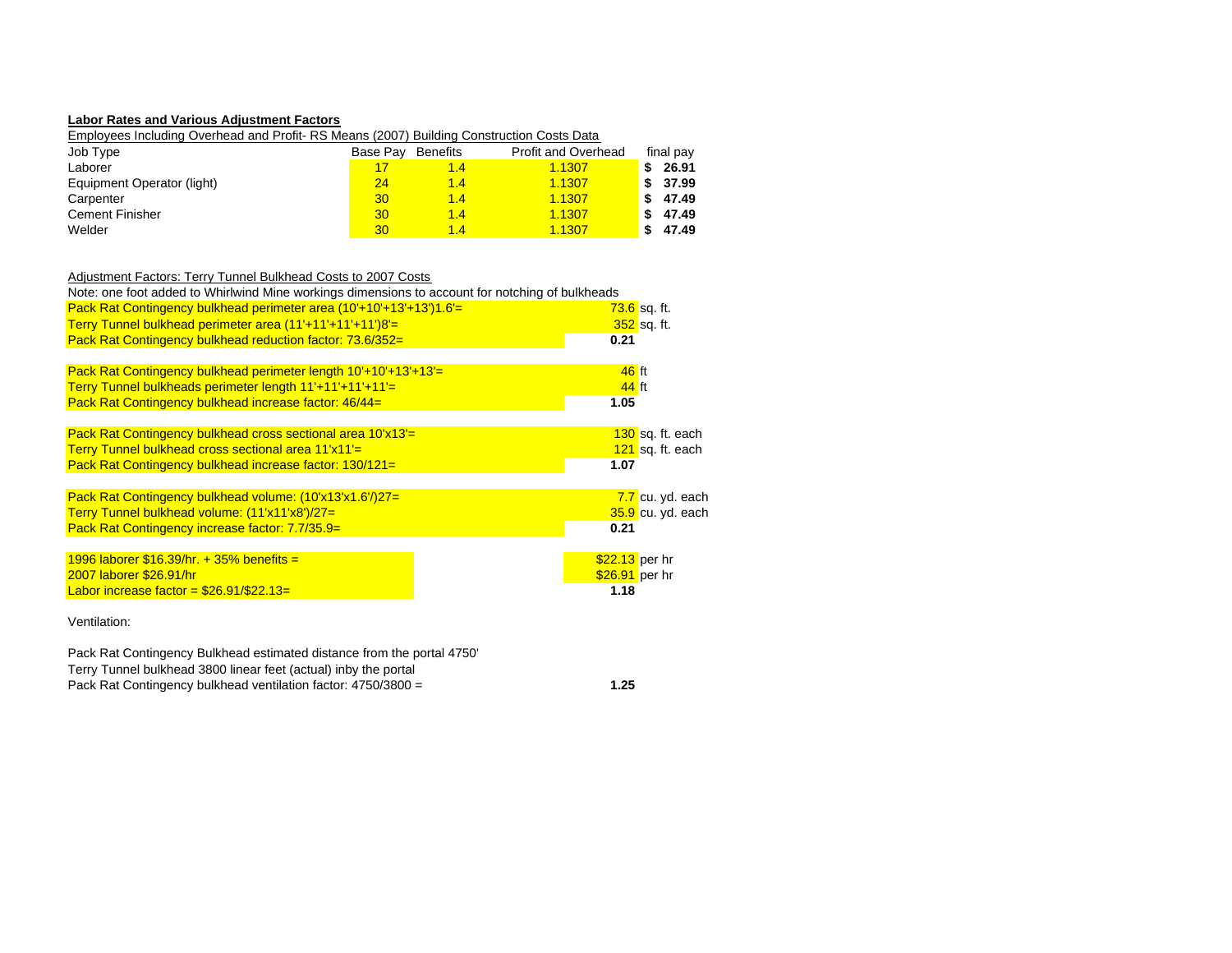**Labor Rates and Various Adjustment Factors**

Employees Including Overhead and Profit- RS Means (2007) Building Construction Costs Data

| Job Type | Base Pay | Benefits | Profit and Overhead | final pay |
|---|---|---|---|---|
| Laborer | 17 | 1.4 | 1.1307 | $ 26.91 |
| Equipment Operator (light) | 24 | 1.4 | 1.1307 | $ 37.99 |
| Carpenter | 30 | 1.4 | 1.1307 | $ 47.49 |
| Cement Finisher | 30 | 1.4 | 1.1307 | $ 47.49 |
| Welder | 30 | 1.4 | 1.1307 | $ 47.49 |

Adjustment Factors: Terry Tunnel Bulkhead Costs to 2007 Costs

Note: one foot added to Whirlwind Mine workings dimensions to account for notching of bulkheads

| | | |
|---|---|---|
| Pack Rat Contingency bulkhead perimeter area (10'+10'+13'+13')1.6'= | 73.6 | sq. ft. |
| Terry Tunnel bulkhead perimeter area (11'+11'+11'+11')8'= | 352 | sq. ft. |
| Pack Rat Contingency bulkhead reduction factor: 73.6/352= | **0.21** | |
| | | |
| Pack Rat Contingency bulkhead perimeter length 10'+10'+13'+13'= | 46 | ft |
| Terry Tunnel bulkheads perimeter length 11'+11'+11'+11'= | 44 | ft |
| Pack Rat Contingency bulkhead increase factor: 46/44= | **1.05** | |
| | | |
| Pack Rat Contingency bulkhead cross sectional area 10'x13'= | 130 | sq. ft. each |
| Terry Tunnel bulkhead cross sectional area 11'x11'= | 121 | sq. ft. each |
| Pack Rat Contingency bulkhead increase factor: 130/121= | **1.07** | |
| | | |
| Pack Rat Contingency bulkhead volume: (10'x13'x1.6')/27= | 7.7 | cu. yd. each |
| Terry Tunnel bulkhead volume: (11'x11'x8')/27= | 35.9 | cu. yd. each |
| Pack Rat Contingency increase factor: 7.7/35.9= | **0.21** | |
| | | |
| 1996 laborer $16.39/hr. + 35% benefits = | $22.13 | per hr |
| 2007 laborer $26.91/hr | $26.91 | per hr |
| Labor increase factor = $26.91/$22.13= | **1.18** | |

Ventilation:

Pack Rat Contingency Bulkhead estimated distance from the portal 4750'

Terry Tunnel bulkhead 3800 linear feet (actual) inby the portal

Pack Rat Contingency bulkhead ventilation factor: 4750/3800 = **1.25**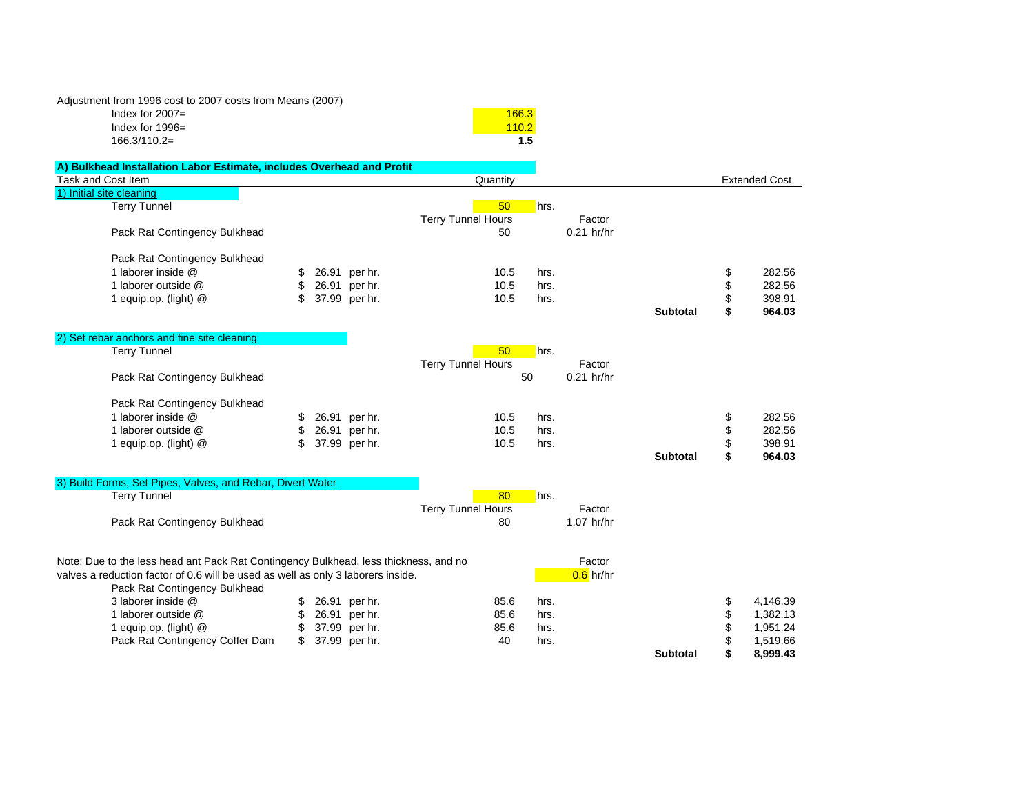Adjustment from 1996 cost to 2007 costs from Means (2007)

| | | |
|---|---|---|
| Index for 2007= | 166.3 | |
| Index for 1996= | 110.2 | |
| 166.3/110.2= | **1.5** | |

**A) Bulkhead Installation Labor Estimate, includes Overhead and Profit**

| Task and Cost Item | Rate | | Quantity | | Factor | | Extended Cost |
|---|---|---|---|---|---|---|---|
| 1) Initial site cleaning | | | | | | | |
| Terry Tunnel | | | 50 | hrs. | | | |
| | | | Terry Tunnel Hours | | Factor | | |
| Pack Rat Contingency Bulkhead | | | 50 | | 0.21 hr/hr | | |
| Pack Rat Contingency Bulkhead | | | | | | | |
| 1 laborer inside @ | $ 26.91 | per hr. | 10.5 | hrs. | | | $ 282.56 |
| 1 laborer outside @ | $ 26.91 | per hr. | 10.5 | hrs. | | | $ 282.56 |
| 1 equip.op. (light) @ | $ 37.99 | per hr. | 10.5 | hrs. | | | $ 398.91 |
| | | | | | | **Subtotal** | **$ 964.03** |
| 2) Set rebar anchors and fine site cleaning | | | | | | | |
| Terry Tunnel | | | 50 | hrs. | | | |
| | | | Terry Tunnel Hours | | Factor | | |
| Pack Rat Contingency Bulkhead | | | 50 | | 0.21 hr/hr | | |
| Pack Rat Contingency Bulkhead | | | | | | | |
| 1 laborer inside @ | $ 26.91 | per hr. | 10.5 | hrs. | | | $ 282.56 |
| 1 laborer outside @ | $ 26.91 | per hr. | 10.5 | hrs. | | | $ 282.56 |
| 1 equip.op. (light) @ | $ 37.99 | per hr. | 10.5 | hrs. | | | $ 398.91 |
| | | | | | | **Subtotal** | **$ 964.03** |
| 3) Build Forms, Set Pipes, Valves, and Rebar, Divert Water | | | | | | | |
| Terry Tunnel | | | 80 | hrs. | | | |
| | | | Terry Tunnel Hours | | Factor | | |
| Pack Rat Contingency Bulkhead | | | 80 | | 1.07 hr/hr | | |

Note: Due to the less head ant Pack Rat Contingency Bulkhead, less thickness, and no valves a reduction factor of 0.6 will be used as well as only 3 laborers inside. Factor 0.6 hr/hr

| Task and Cost Item | Rate | | Quantity | | | Extended Cost |
|---|---|---|---|---|---|---|
| Pack Rat Contingency Bulkhead | | | | | | |
| 3 laborer inside @ | $ 26.91 | per hr. | 85.6 | hrs. | | $ 4,146.39 |
| 1 laborer outside @ | $ 26.91 | per hr. | 85.6 | hrs. | | $ 1,382.13 |
| 1 equip.op. (light) @ | $ 37.99 | per hr. | 85.6 | hrs. | | $ 1,951.24 |
| Pack Rat Contingency Coffer Dam | $ 37.99 | per hr. | 40 | hrs. | | $ 1,519.66 |
| | | | | | **Subtotal** | **$ 8,999.43** |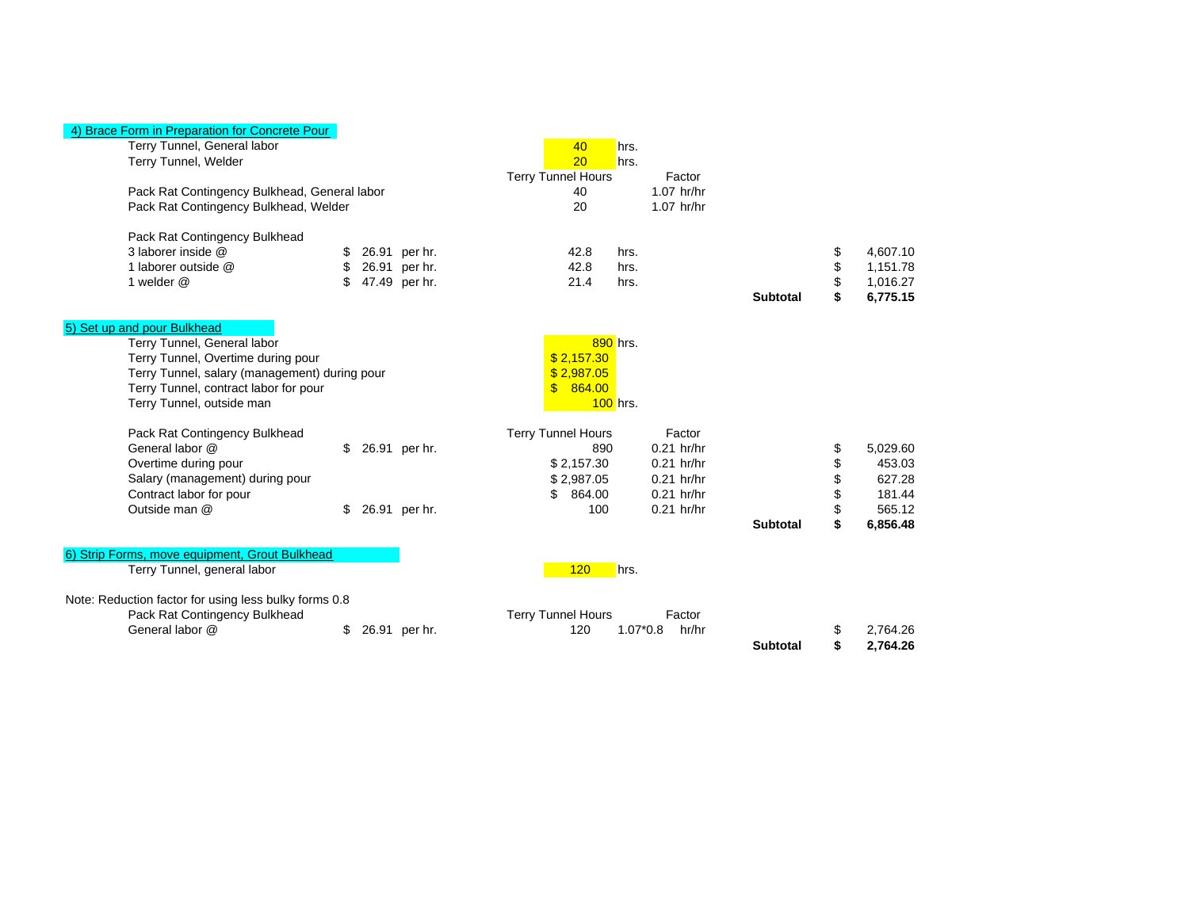### 4) Brace Form in Preparation for Concrete Pour

| | | | | | | |
|---|---|---|---|---|---|---|
| Terry Tunnel, General labor | | 40 | hrs. | | | |
| Terry Tunnel, Welder | | 20 | hrs. | | | |
| | | Terry Tunnel Hours | | Factor | | |
| Pack Rat Contingency Bulkhead, General labor | | 40 | | 1.07 hr/hr | | |
| Pack Rat Contingency Bulkhead, Welder | | 20 | | 1.07 hr/hr | | |
| | | | | | | |
| Pack Rat Contingency Bulkhead | | | | | | |
| 3 laborer inside @ | $ 26.91 per hr. | 42.8 | hrs. | | | $ 4,607.10 |
| 1 laborer outside @ | $ 26.91 per hr. | 42.8 | hrs. | | | $ 1,151.78 |
| 1 welder @ | $ 47.49 per hr. | 21.4 | hrs. | | | $ 1,016.27 |
| | | | | | **Subtotal** | **$ 6,775.15** |

### 5) Set up and pour Bulkhead

| | | | | | | |
|---|---|---|---|---|---|---|
| Terry Tunnel, General labor | | 890 | hrs. | | | |
| Terry Tunnel, Overtime during pour | | $ 2,157.30 | | | | |
| Terry Tunnel, salary (management) during pour | | $ 2,987.05 | | | | |
| Terry Tunnel, contract labor for pour | | $ 864.00 | | | | |
| Terry Tunnel, outside man | | 100 | hrs. | | | |
| | | | | | | |
| Pack Rat Contingency Bulkhead | | Terry Tunnel Hours | | Factor | | |
| General labor @ | $ 26.91 per hr. | 890 | | 0.21 hr/hr | | $ 5,029.60 |
| Overtime during pour | | $ 2,157.30 | | 0.21 hr/hr | | $ 453.03 |
| Salary (management) during pour | | $ 2,987.05 | | 0.21 hr/hr | | $ 627.28 |
| Contract labor for pour | | $ 864.00 | | 0.21 hr/hr | | $ 181.44 |
| Outside man @ | $ 26.91 per hr. | 100 | | 0.21 hr/hr | | $ 565.12 |
| | | | | | **Subtotal** | **$ 6,856.48** |

### 6) Strip Forms, move equipment, Grout Bulkhead

| | | | | | | |
|---|---|---|---|---|---|---|
| Terry Tunnel, general labor | | 120 | hrs. | | | |

Note: Reduction factor for using less bulky forms 0.8

| | | | | | | |
|---|---|---|---|---|---|---|
| Pack Rat Contingency Bulkhead | | Terry Tunnel Hours | | Factor | | |
| General labor @ | $ 26.91 per hr. | 120 | 1.07*0.8 | hr/hr | | $ 2,764.26 |
| | | | | | **Subtotal** | **$ 2,764.26** |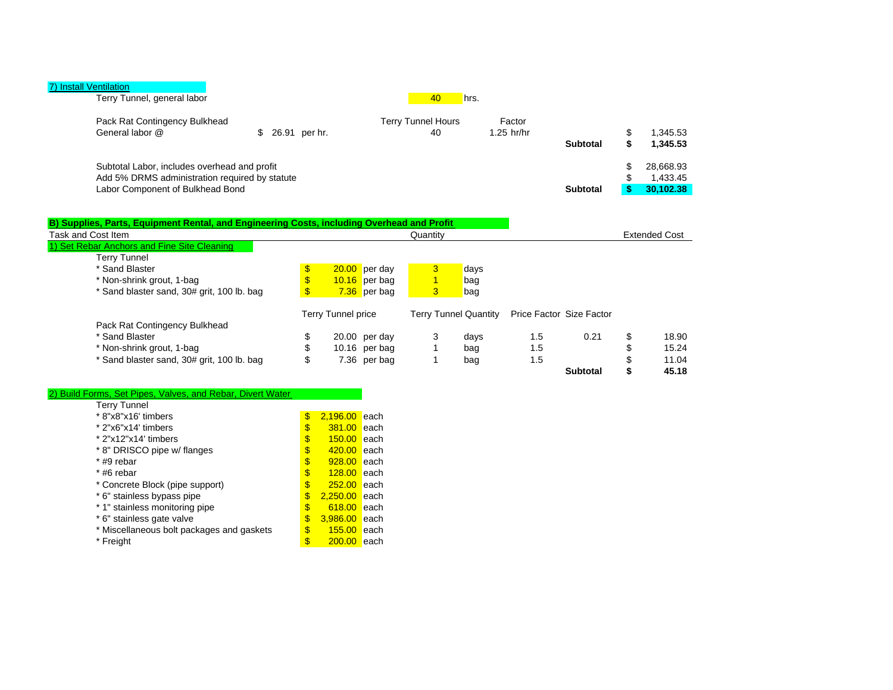### 7) Install Ventilation

| | | | | | | |
|---|---|---|---|---|---|---|
| Terry Tunnel, general labor | | 40 hrs. | | | | |
| | | | | | | |
| Pack Rat Contingency Bulkhead | | Terry Tunnel Hours | Factor | | | |
| General labor @ | $ 26.91 per hr. | 40 | 1.25 hr/hr | | $ | 1,345.53 |
| | | | | **Subtotal** | **$** | **1,345.53** |
| | | | | | | |
| Subtotal Labor, includes overhead and profit | | | | | $ | 28,668.93 |
| Add 5% DRMS administration required by statute | | | | | $ | 1,433.45 |
| Labor Component of Bulkhead Bond | | | | **Subtotal** | **$** | **30,102.38** |

## B) Supplies, Parts, Equipment Rental, and Engineering Costs, including Overhead and Profit

| Task and Cost Item | | | Quantity | | | | | Extended Cost |
|---|---|---|---|---|---|---|---|---|
| **1) Set Rebar Anchors and Fine Site Cleaning** | | | | | | | | |
| Terry Tunnel | | | | | | | | |
| * Sand Blaster | $ 20.00 | per day | 3 | days | | | | |
| * Non-shrink grout, 1-bag | $ 10.16 | per bag | 1 | bag | | | | |
| * Sand blaster sand, 30# grit, 100 lb. bag | $ 7.36 | per bag | 3 | bag | | | | |
| | | | | | | | | |
| | Terry Tunnel price | | Terry Tunnel Quantity | | Price Factor | Size Factor | | |
| Pack Rat Contingency Bulkhead | | | | | | | | |
| * Sand Blaster | $ 20.00 | per day | 3 | days | 1.5 | 0.21 | $ | 18.90 |
| * Non-shrink grout, 1-bag | $ 10.16 | per bag | 1 | bag | 1.5 | | $ | 15.24 |
| * Sand blaster sand, 30# grit, 100 lb. bag | $ 7.36 | per bag | 1 | bag | 1.5 | | $ | 11.04 |
| | | | | | | **Subtotal** | **$** | **45.18** |

### 2) Build Forms, Set Pipes, Valves, and Rebar, Divert Water

| Terry Tunnel | | |
|---|---|---|
| * 8"x8"x16' timbers | $ 2,196.00 | each |
| * 2"x6"x14' timbers | $ 381.00 | each |
| * 2"x12"x14' timbers | $ 150.00 | each |
| * 8" DRISCO pipe w/ flanges | $ 420.00 | each |
| * #9 rebar | $ 928.00 | each |
| * #6 rebar | $ 128.00 | each |
| * Concrete Block (pipe support) | $ 252.00 | each |
| * 6" stainless bypass pipe | $ 2,250.00 | each |
| * 1" stainless monitoring pipe | $ 618.00 | each |
| * 6" stainless gate valve | $ 3,986.00 | each |
| * Miscellaneous bolt packages and gaskets | $ 155.00 | each |
| * Freight | $ 200.00 | each |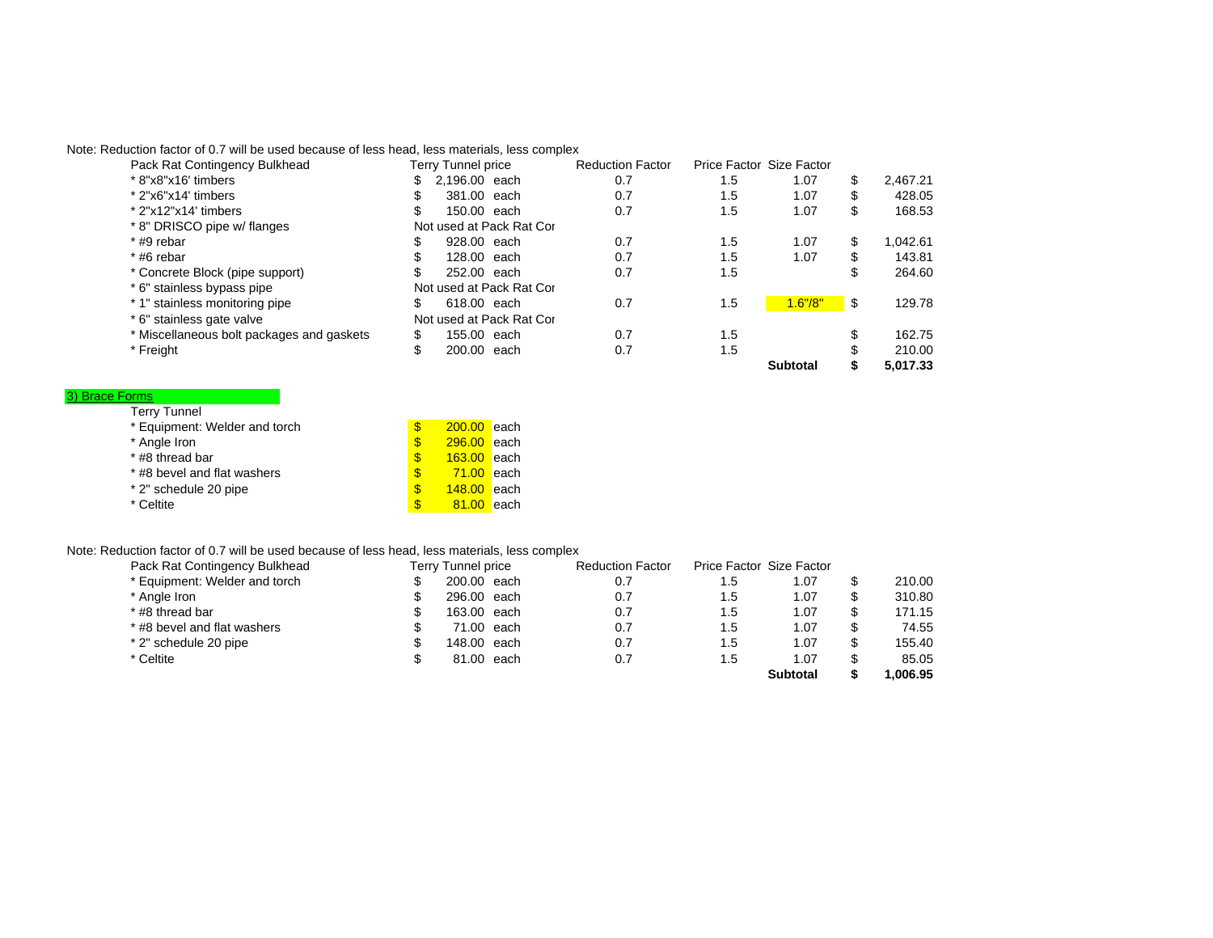Note: Reduction factor of 0.7 will be used because of less head, less materials, less complex

| Pack Rat Contingency Bulkhead | Terry Tunnel price | | Reduction Factor | Price Factor | Size Factor | | |
|---|---|---|---|---|---|---|---|
| * 8"x8"x16' timbers | $ 2,196.00 | each | 0.7 | 1.5 | 1.07 | $ | 2,467.21 |
| * 2"x6"x14' timbers | $ 381.00 | each | 0.7 | 1.5 | 1.07 | $ | 428.05 |
| * 2"x12"x14' timbers | $ 150.00 | each | 0.7 | 1.5 | 1.07 | $ | 168.53 |
| * 8" DRISCO pipe w/ flanges | Not used at Pack Rat Cor | | | | | | |
| * #9 rebar | $ 928.00 | each | 0.7 | 1.5 | 1.07 | $ | 1,042.61 |
| * #6 rebar | $ 128.00 | each | 0.7 | 1.5 | 1.07 | $ | 143.81 |
| * Concrete Block (pipe support) | $ 252.00 | each | 0.7 | 1.5 | | $ | 264.60 |
| * 6" stainless bypass pipe | Not used at Pack Rat Cor | | | | | | |
| * 1" stainless monitoring pipe | $ 618.00 | each | 0.7 | 1.5 | 1.6"/8" | $ | 129.78 |
| * 6" stainless gate valve | Not used at Pack Rat Cor | | | | | | |
| * Miscellaneous bolt packages and gaskets | $ 155.00 | each | 0.7 | 1.5 | | $ | 162.75 |
| * Freight | $ 200.00 | each | 0.7 | 1.5 | | $ | 210.00 |
| | | | | | **Subtotal** | **$** | **5,017.33** |

3) Brace Forms

| Terry Tunnel | | |
|---|---|---|
| * Equipment: Welder and torch | $ 200.00 | each |
| * Angle Iron | $ 296.00 | each |
| * #8 thread bar | $ 163.00 | each |
| * #8 bevel and flat washers | $ 71.00 | each |
| * 2" schedule 20 pipe | $ 148.00 | each |
| * Celtite | $ 81.00 | each |

Note: Reduction factor of 0.7 will be used because of less head, less materials, less complex

| Pack Rat Contingency Bulkhead | Terry Tunnel price | | Reduction Factor | Price Factor | Size Factor | | |
|---|---|---|---|---|---|---|---|
| * Equipment: Welder and torch | $ 200.00 | each | 0.7 | 1.5 | 1.07 | $ | 210.00 |
| * Angle Iron | $ 296.00 | each | 0.7 | 1.5 | 1.07 | $ | 310.80 |
| * #8 thread bar | $ 163.00 | each | 0.7 | 1.5 | 1.07 | $ | 171.15 |
| * #8 bevel and flat washers | $ 71.00 | each | 0.7 | 1.5 | 1.07 | $ | 74.55 |
| * 2" schedule 20 pipe | $ 148.00 | each | 0.7 | 1.5 | 1.07 | $ | 155.40 |
| * Celtite | $ 81.00 | each | 0.7 | 1.5 | 1.07 | $ | 85.05 |
| | | | | | **Subtotal** | **$** | **1,006.95** |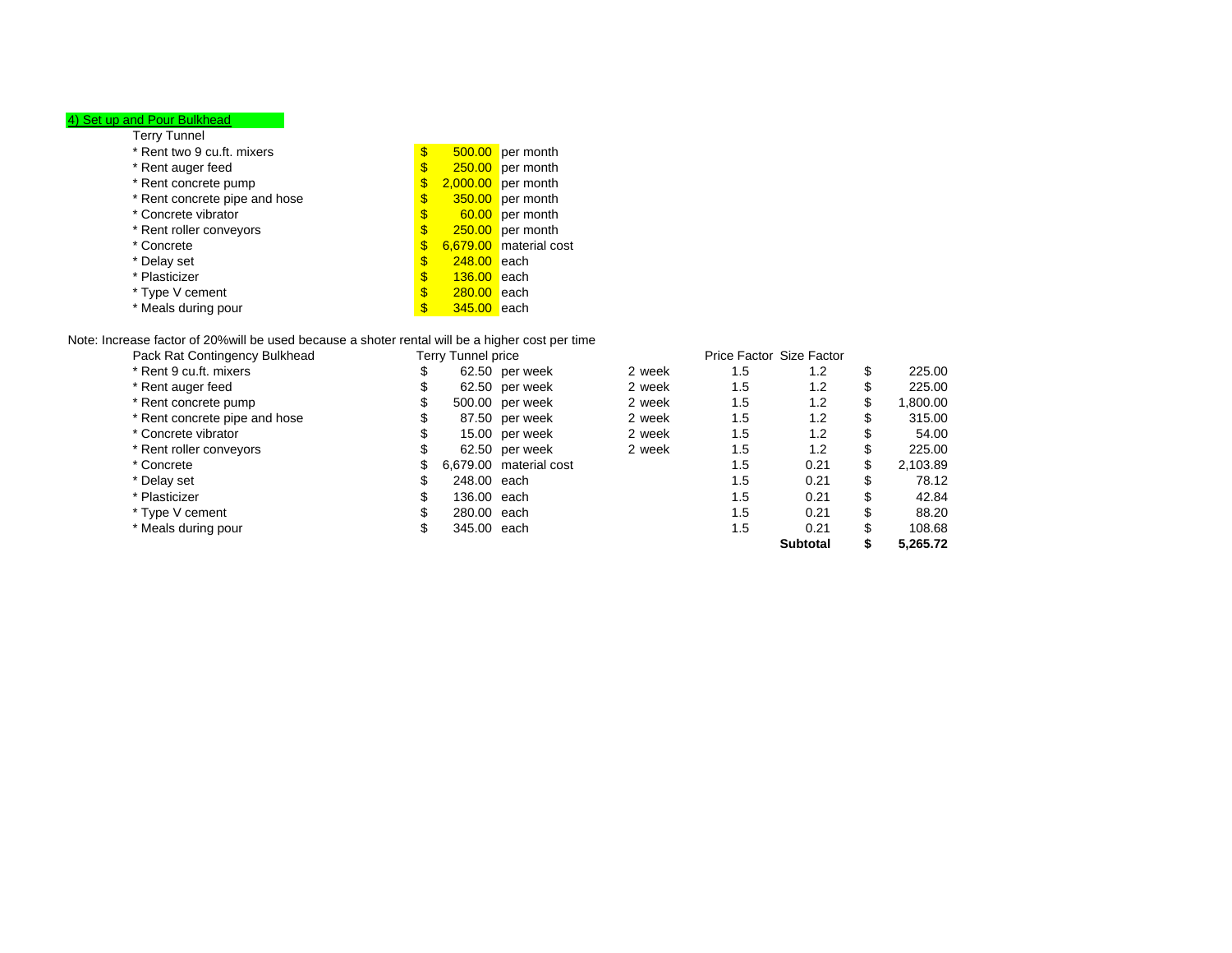### 4) Set up and Pour Bulkhead

Terry Tunnel

| Item | Cost | Unit |
|---|---|---|
| * Rent two 9 cu.ft. mixers | $ 500.00 | per month |
| * Rent auger feed | $ 250.00 | per month |
| * Rent concrete pump | $ 2,000.00 | per month |
| * Rent concrete pipe and hose | $ 350.00 | per month |
| * Concrete vibrator | $ 60.00 | per month |
| * Rent roller conveyors | $ 250.00 | per month |
| * Concrete | $ 6,679.00 | material cost |
| * Delay set | $ 248.00 | each |
| * Plasticizer | $ 136.00 | each |
| * Type V cement | $ 280.00 | each |
| * Meals during pour | $ 345.00 | each |

Note: Increase factor of 20%will be used because a shoter rental will be a higher cost per time

| Pack Rat Contingency Bulkhead | Terry Tunnel price | | | Price Factor | Size Factor | |
|---|---|---|---|---|---|---|
| * Rent 9 cu.ft. mixers | $ 62.50 | per week | 2 week | 1.5 | 1.2 | $ 225.00 |
| * Rent auger feed | $ 62.50 | per week | 2 week | 1.5 | 1.2 | $ 225.00 |
| * Rent concrete pump | $ 500.00 | per week | 2 week | 1.5 | 1.2 | $ 1,800.00 |
| * Rent concrete pipe and hose | $ 87.50 | per week | 2 week | 1.5 | 1.2 | $ 315.00 |
| * Concrete vibrator | $ 15.00 | per week | 2 week | 1.5 | 1.2 | $ 54.00 |
| * Rent roller conveyors | $ 62.50 | per week | 2 week | 1.5 | 1.2 | $ 225.00 |
| * Concrete | $ 6,679.00 | material cost | | 1.5 | 0.21 | $ 2,103.89 |
| * Delay set | $ 248.00 | each | | 1.5 | 0.21 | $ 78.12 |
| * Plasticizer | $ 136.00 | each | | 1.5 | 0.21 | $ 42.84 |
| * Type V cement | $ 280.00 | each | | 1.5 | 0.21 | $ 88.20 |
| * Meals during pour | $ 345.00 | each | | 1.5 | 0.21 | $ 108.68 |
| | | | | | **Subtotal** | **$ 5,265.72** |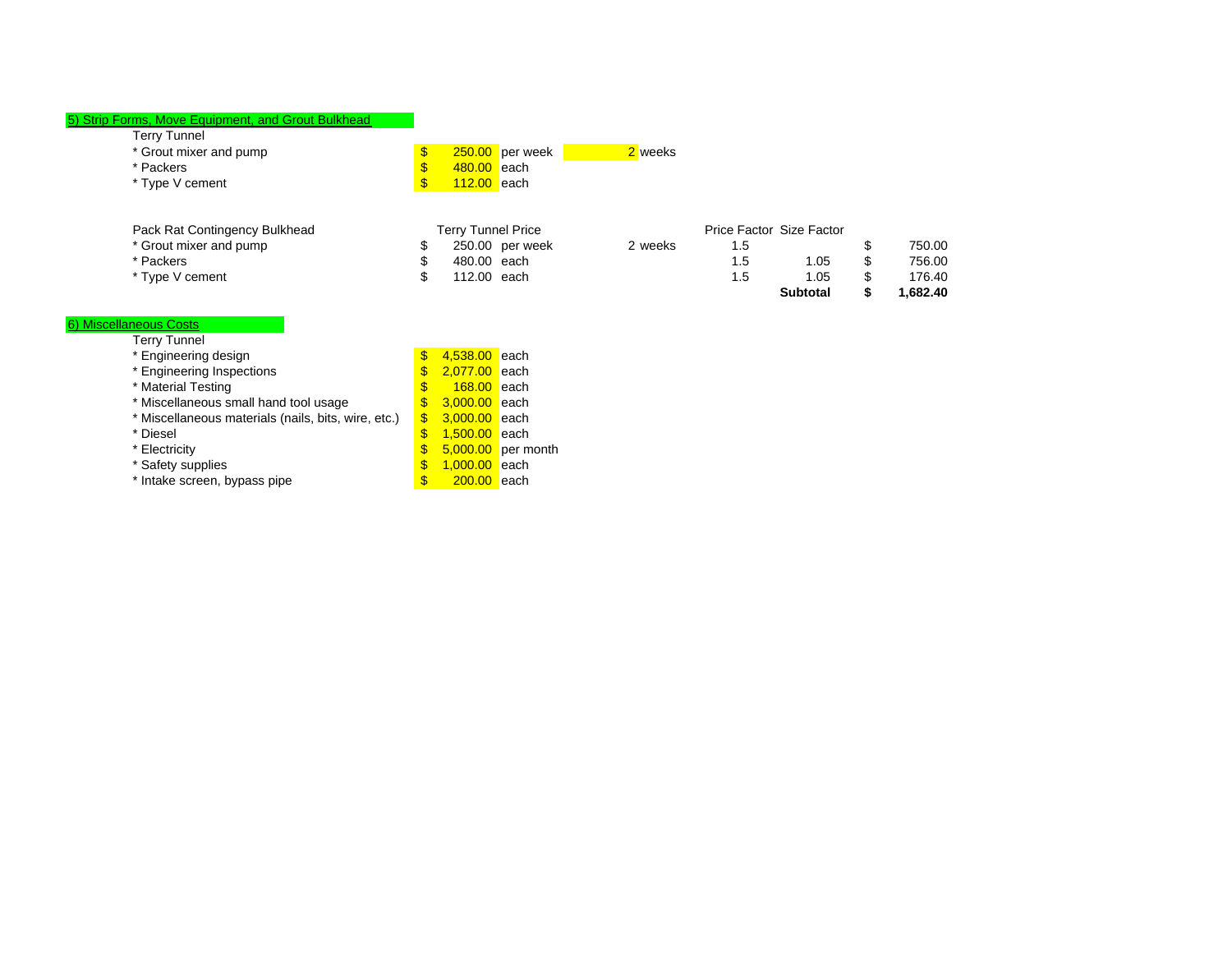5) Strip Forms, Move Equipment, and Grout Bulkhead

Terry Tunnel

| Item | Price | Unit | Quantity |
|---|---|---|---|
| * Grout mixer and pump | $ 250.00 | per week | 2 weeks |
| * Packers | $ 480.00 | each | |
| * Type V cement | $ 112.00 | each | |

| Pack Rat Contingency Bulkhead | Terry Tunnel Price | | | Price Factor | Size Factor | |
|---|---|---|---|---|---|---|
| * Grout mixer and pump | $ 250.00 | per week | 2 weeks | 1.5 | | $ 750.00 |
| * Packers | $ 480.00 | each | | 1.5 | 1.05 | $ 756.00 |
| * Type V cement | $ 112.00 | each | | 1.5 | 1.05 | $ 176.40 |
| | | | | | **Subtotal** | **$ 1,682.40** |

6) Miscellaneous Costs

Terry Tunnel

| Item | Price | Unit |
|---|---|---|
| * Engineering design | $ 4,538.00 | each |
| * Engineering Inspections | $ 2,077.00 | each |
| * Material Testing | $ 168.00 | each |
| * Miscellaneous small hand tool usage | $ 3,000.00 | each |
| * Miscellaneous materials (nails, bits, wire, etc.) | $ 3,000.00 | each |
| * Diesel | $ 1,500.00 | each |
| * Electricity | $ 5,000.00 | per month |
| * Safety supplies | $ 1,000.00 | each |
| * Intake screen, bypass pipe | $ 200.00 | each |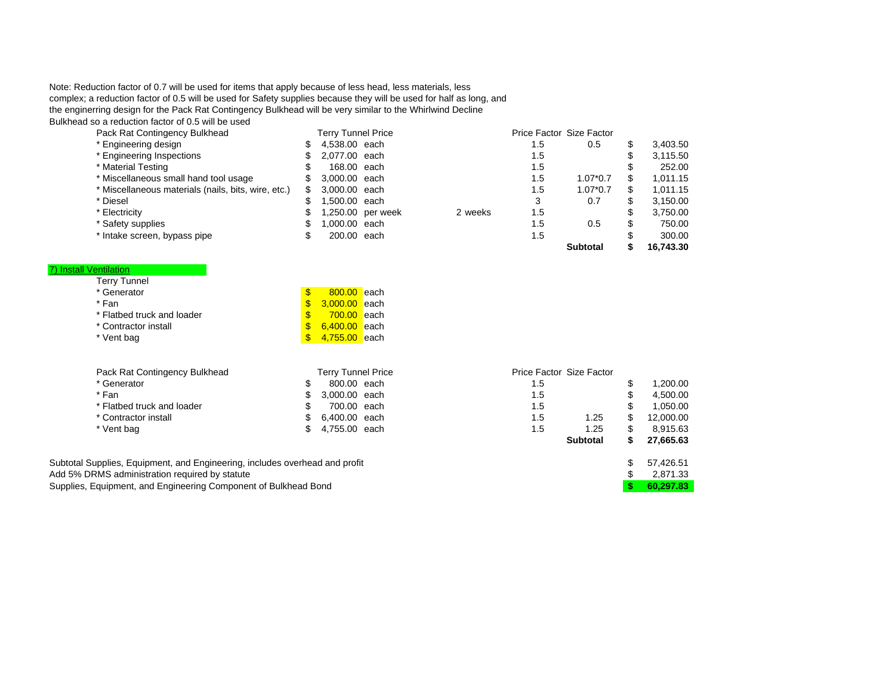Note: Reduction factor of 0.7 will be used for items that apply because of less head, less materials, less complex; a reduction factor of 0.5 will be used for Safety supplies because they will be used for half as long, and the enginerring design for the Pack Rat Contingency Bulkhead will be very similar to the Whirlwind Decline Bulkhead so a reduction factor of 0.5 will be used

| Pack Rat Contingency Bulkhead | Terry Tunnel Price | | | Price Factor | Size Factor | |
|---|---|---|---|---|---|---|
| * Engineering design | $ 4,538.00 | each | | 1.5 | 0.5 | $ 3,403.50 |
| * Engineering Inspections | $ 2,077.00 | each | | 1.5 | | $ 3,115.50 |
| * Material Testing | $ 168.00 | each | | 1.5 | | $ 252.00 |
| * Miscellaneous small hand tool usage | $ 3,000.00 | each | | 1.5 | 1.07*0.7 | $ 1,011.15 |
| * Miscellaneous materials (nails, bits, wire, etc.) | $ 3,000.00 | each | | 1.5 | 1.07*0.7 | $ 1,011.15 |
| * Diesel | $ 1,500.00 | each | | 3 | 0.7 | $ 3,150.00 |
| * Electricity | $ 1,250.00 | per week | 2 weeks | 1.5 | | $ 3,750.00 |
| * Safety supplies | $ 1,000.00 | each | | 1.5 | 0.5 | $ 750.00 |
| * Intake screen, bypass pipe | $ 200.00 | each | | 1.5 | | $ 300.00 |
| | | | | | **Subtotal** | **$ 16,743.30** |

7) Install Ventilation

| Terry Tunnel | | |
|---|---|---|
| * Generator | $ 800.00 | each |
| * Fan | $ 3,000.00 | each |
| * Flatbed truck and loader | $ 700.00 | each |
| * Contractor install | $ 6,400.00 | each |
| * Vent bag | $ 4,755.00 | each |

| Pack Rat Contingency Bulkhead | Terry Tunnel Price | | Price Factor | Size Factor | |
|---|---|---|---|---|---|
| * Generator | $ 800.00 | each | 1.5 | | $ 1,200.00 |
| * Fan | $ 3,000.00 | each | 1.5 | | $ 4,500.00 |
| * Flatbed truck and loader | $ 700.00 | each | 1.5 | | $ 1,050.00 |
| * Contractor install | $ 6,400.00 | each | 1.5 | 1.25 | $ 12,000.00 |
| * Vent bag | $ 4,755.00 | each | 1.5 | 1.25 | $ 8,915.63 |
| | | | | **Subtotal** | **$ 27,665.63** |

| | |
|---|---|
| Subtotal Supplies, Equipment, and Engineering, includes overhead and profit | $ 57,426.51 |
| Add 5% DRMS administration required by statute | $ 2,871.33 |
| Supplies, Equipment, and Engineering Component of Bulkhead Bond | **$ 60,297.83** |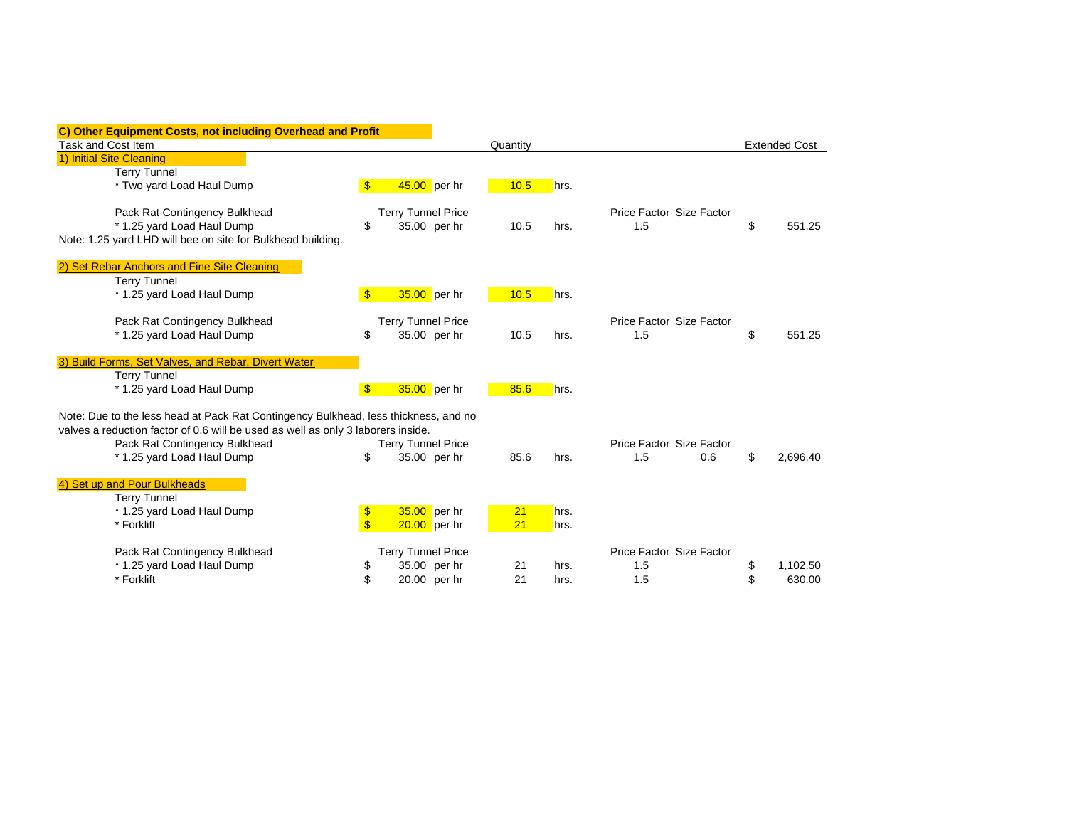## C) Other Equipment Costs, not including Overhead and Profit

| Task and Cost Item | | | Quantity | | | | Extended Cost |
|---|---|---|---|---|---|---|---|
| **1) Initial Site Cleaning** | | | | | | | |
| Terry Tunnel | | | | | | | |
| * Two yard Load Haul Dump | $ 45.00 | per hr | 10.5 | hrs. | | | |
| | | | | | | | |
| Pack Rat Contingency Bulkhead | Terry Tunnel Price | | | | Price Factor | Size Factor | |
| * 1.25 yard Load Haul Dump | $ 35.00 | per hr | 10.5 | hrs. | 1.5 | | $ 551.25 |
| Note: 1.25 yard LHD will bee on site for Bulkhead building. | | | | | | | |
| **2) Set Rebar Anchors and Fine Site Cleaning** | | | | | | | |
| Terry Tunnel | | | | | | | |
| * 1.25 yard Load Haul Dump | $ 35.00 | per hr | 10.5 | hrs. | | | |
| | | | | | | | |
| Pack Rat Contingency Bulkhead | Terry Tunnel Price | | | | Price Factor | Size Factor | |
| * 1.25 yard Load Haul Dump | $ 35.00 | per hr | 10.5 | hrs. | 1.5 | | $ 551.25 |
| **3) Build Forms, Set Valves, and Rebar, Divert Water** | | | | | | | |
| Terry Tunnel | | | | | | | |
| * 1.25 yard Load Haul Dump | $ 35.00 | per hr | 85.6 | hrs. | | | |
| | | | | | | | |
| Note: Due to the less head at Pack Rat Contingency Bulkhead, less thickness, and no valves a reduction factor of 0.6 will be used as well as only 3 laborers inside. | | | | | | | |
| Pack Rat Contingency Bulkhead | Terry Tunnel Price | | | | Price Factor | Size Factor | |
| * 1.25 yard Load Haul Dump | $ 35.00 | per hr | 85.6 | hrs. | 1.5 | 0.6 | $ 2,696.40 |
| **4) Set up and Pour Bulkheads** | | | | | | | |
| Terry Tunnel | | | | | | | |
| * 1.25 yard Load Haul Dump | $ 35.00 | per hr | 21 | hrs. | | | |
| * Forklift | $ 20.00 | per hr | 21 | hrs. | | | |
| | | | | | | | |
| Pack Rat Contingency Bulkhead | Terry Tunnel Price | | | | Price Factor | Size Factor | |
| * 1.25 yard Load Haul Dump | $ 35.00 | per hr | 21 | hrs. | 1.5 | | $ 1,102.50 |
| * Forklift | $ 20.00 | per hr | 21 | hrs. | 1.5 | | $ 630.00 |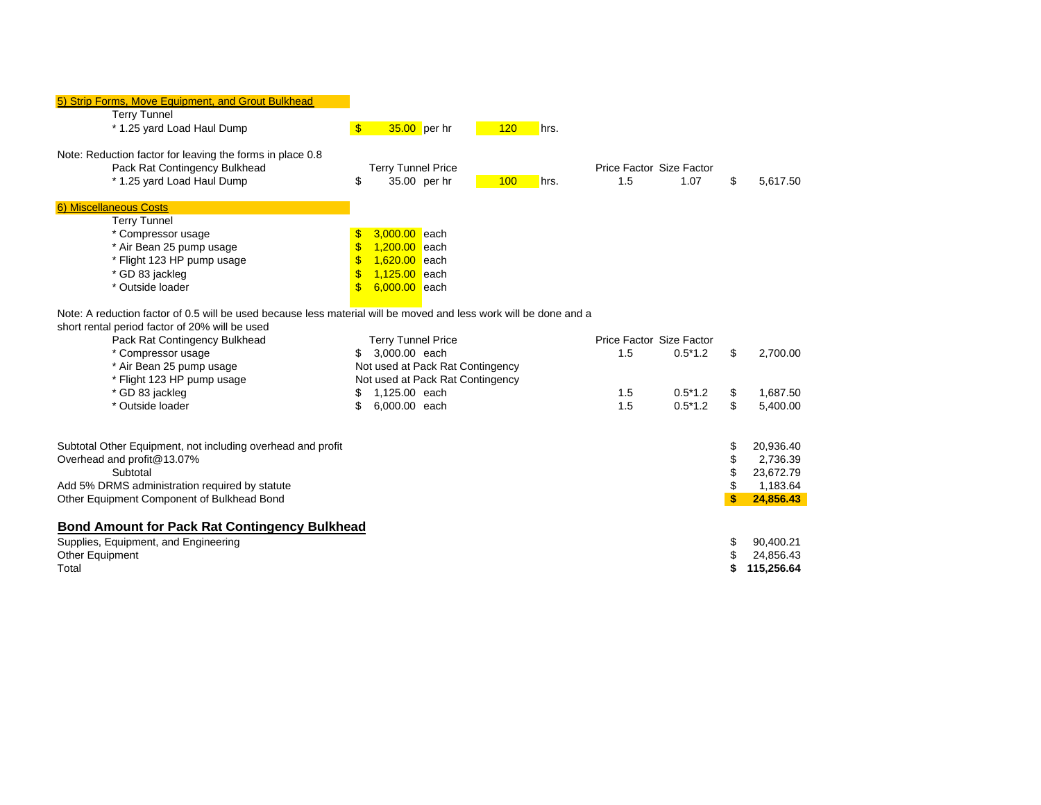### 5) Strip Forms, Move Equipment, and Grout Bulkhead

| | | | | | | |
|---|---|---|---|---|---|---|
| Terry Tunnel | | | | | | |
| * 1.25 yard Load Haul Dump | $ 35.00 per hr | 120 hrs. | | | | |

Note: Reduction factor for leaving the forms in place 0.8

| | | | | | | |
|---|---|---|---|---|---|---|
| Pack Rat Contingency Bulkhead | Terry Tunnel Price | | Price Factor | Size Factor | | |
| * 1.25 yard Load Haul Dump | $ 35.00 per hr | 100 hrs. | 1.5 | 1.07 | $ | 5,617.50 |

### 6) Miscellaneous Costs

| | |
|---|---|
| Terry Tunnel | |
| * Compressor usage | $ 3,000.00 each |
| * Air Bean 25 pump usage | $ 1,200.00 each |
| * Flight 123 HP pump usage | $ 1,620.00 each |
| * GD 83 jackleg | $ 1,125.00 each |
| * Outside loader | $ 6,000.00 each |

Note: A reduction factor of 0.5 will be used because less material will be moved and less work will be done and a short rental period factor of 20% will be used

| | | | | | |
|---|---|---|---|---|---|
| Pack Rat Contingency Bulkhead | Terry Tunnel Price | Price Factor | Size Factor | | |
| * Compressor usage | $ 3,000.00 each | 1.5 | 0.5*1.2 | $ | 2,700.00 |
| * Air Bean 25 pump usage | Not used at Pack Rat Contingency | | | | |
| * Flight 123 HP pump usage | Not used at Pack Rat Contingency | | | | |
| * GD 83 jackleg | $ 1,125.00 each | 1.5 | 0.5*1.2 | $ | 1,687.50 |
| * Outside loader | $ 6,000.00 each | 1.5 | 0.5*1.2 | $ | 5,400.00 |

| | | |
|---|---|---|
| Subtotal Other Equipment, not including overhead and profit | $ | 20,936.40 |
| Overhead and profit@13.07% | $ | 2,736.39 |
| Subtotal | $ | 23,672.79 |
| Add 5% DRMS administration required by statute | $ | 1,183.64 |
| Other Equipment Component of Bulkhead Bond | **$** | **24,856.43** |

## Bond Amount for Pack Rat Contingency Bulkhead

| | | |
|---|---|---|
| Supplies, Equipment, and Engineering | $ | 90,400.21 |
| Other Equipment | $ | 24,856.43 |
| Total | **$** | **115,256.64** |